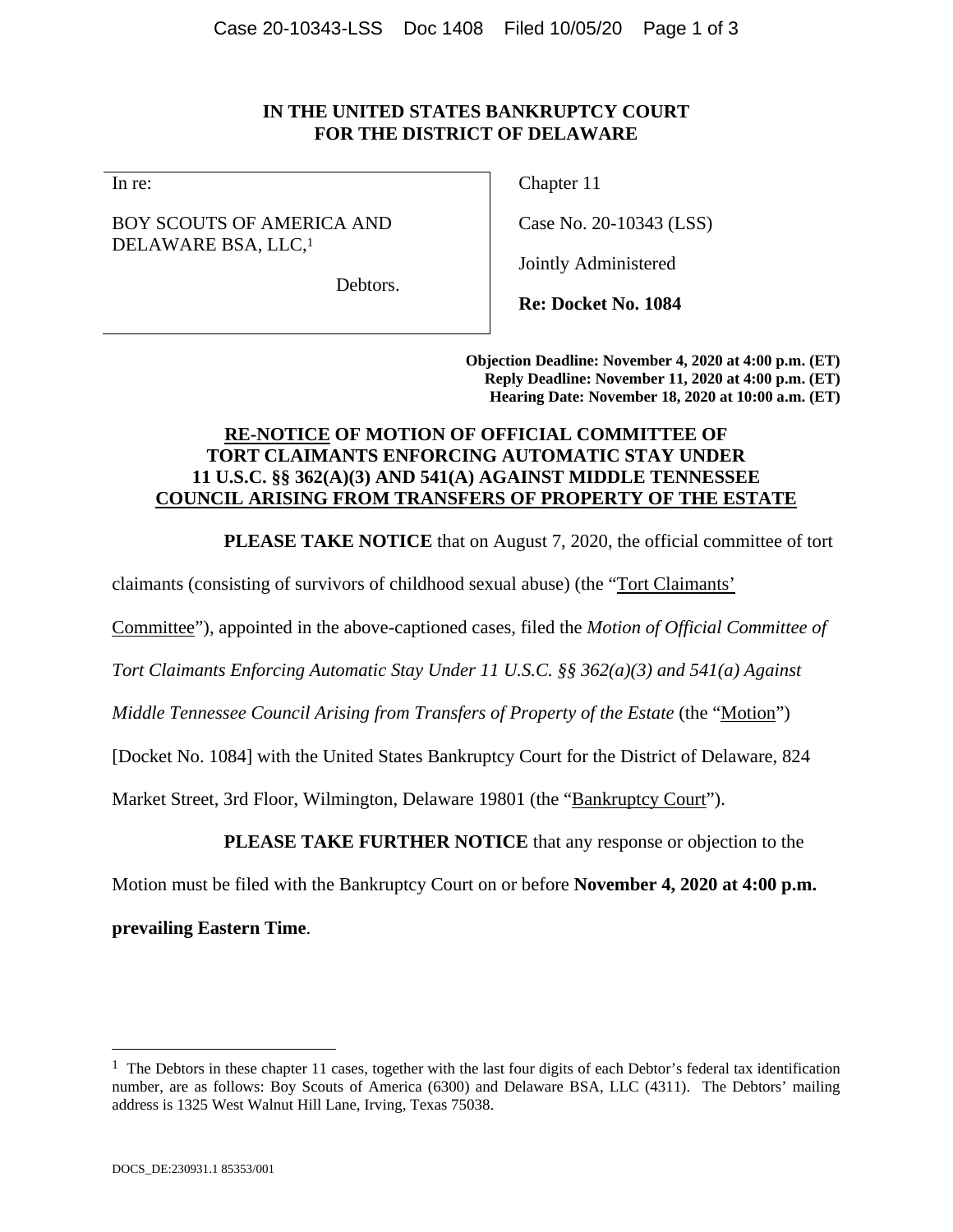**IN THE UNITED STATES BANKRUPTCY COURT**
**FOR THE DISTRICT OF DELAWARE**

| In re: | Chapter 11 |
|---|---|
| BOY SCOUTS OF AMERICA AND DELAWARE BSA, LLC,[1] | Case No. 20-10343 (LSS) |
| Debtors. | Jointly Administered |
| | **Re: Docket No. 1084** |

**Objection Deadline: November 4, 2020 at 4:00 p.m. (ET)**
**Reply Deadline: November 11, 2020 at 4:00 p.m. (ET)**
**Hearing Date: November 18, 2020 at 10:00 a.m. (ET)**

**RE-NOTICE OF MOTION OF OFFICIAL COMMITTEE OF TORT CLAIMANTS ENFORCING AUTOMATIC STAY UNDER 11 U.S.C. §§ 362(A)(3) AND 541(A) AGAINST MIDDLE TENNESSEE COUNCIL ARISING FROM TRANSFERS OF PROPERTY OF THE ESTATE**

**PLEASE TAKE NOTICE** that on August 7, 2020, the official committee of tort claimants (consisting of survivors of childhood sexual abuse) (the "Tort Claimants' Committee"), appointed in the above-captioned cases, filed the *Motion of Official Committee of Tort Claimants Enforcing Automatic Stay Under 11 U.S.C. §§ 362(a)(3) and 541(a) Against Middle Tennessee Council Arising from Transfers of Property of the Estate* (the "Motion") [Docket No. 1084] with the United States Bankruptcy Court for the District of Delaware, 824 Market Street, 3rd Floor, Wilmington, Delaware 19801 (the "Bankruptcy Court").

**PLEASE TAKE FURTHER NOTICE** that any response or objection to the Motion must be filed with the Bankruptcy Court on or before **November 4, 2020 at 4:00 p.m. prevailing Eastern Time**.

[1] The Debtors in these chapter 11 cases, together with the last four digits of each Debtor's federal tax identification number, are as follows: Boy Scouts of America (6300) and Delaware BSA, LLC (4311). The Debtors' mailing address is 1325 West Walnut Hill Lane, Irving, Texas 75038.

DOCS_DE:230931.1 85353/001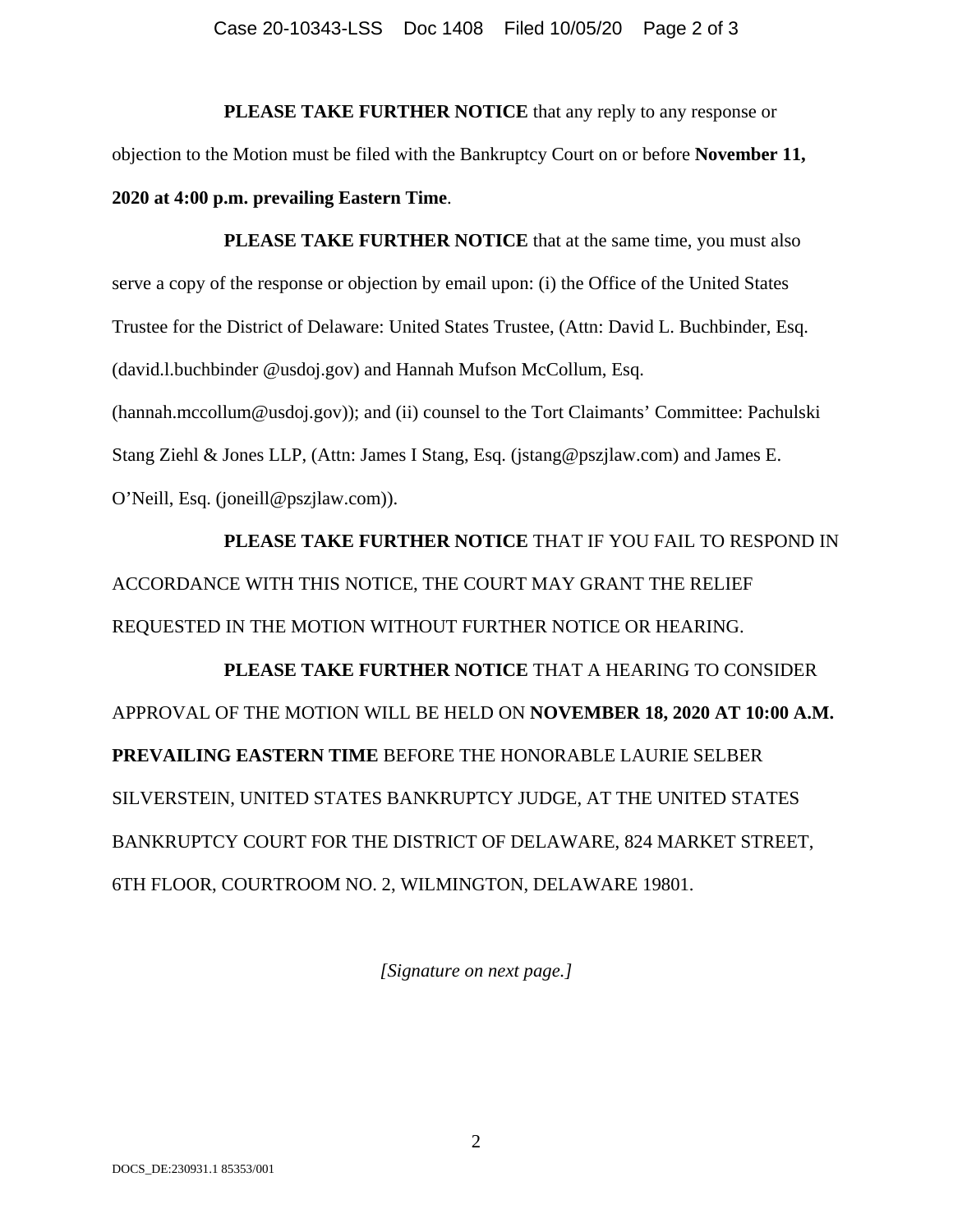**PLEASE TAKE FURTHER NOTICE** that any reply to any response or objection to the Motion must be filed with the Bankruptcy Court on or before **November 11, 2020 at 4:00 p.m. prevailing Eastern Time**.

**PLEASE TAKE FURTHER NOTICE** that at the same time, you must also serve a copy of the response or objection by email upon: (i) the Office of the United States Trustee for the District of Delaware: United States Trustee, (Attn: David L. Buchbinder, Esq. (david.l.buchbinder @usdoj.gov) and Hannah Mufson McCollum, Esq. (hannah.mccollum@usdoj.gov)); and (ii) counsel to the Tort Claimants' Committee: Pachulski Stang Ziehl & Jones LLP, (Attn: James I Stang, Esq. (jstang@pszjlaw.com) and James E. O'Neill, Esq. (joneill@pszjlaw.com)).

**PLEASE TAKE FURTHER NOTICE** THAT IF YOU FAIL TO RESPOND IN ACCORDANCE WITH THIS NOTICE, THE COURT MAY GRANT THE RELIEF REQUESTED IN THE MOTION WITHOUT FURTHER NOTICE OR HEARING.

**PLEASE TAKE FURTHER NOTICE** THAT A HEARING TO CONSIDER APPROVAL OF THE MOTION WILL BE HELD ON **NOVEMBER 18, 2020 AT 10:00 A.M. PREVAILING EASTERN TIME** BEFORE THE HONORABLE LAURIE SELBER SILVERSTEIN, UNITED STATES BANKRUPTCY JUDGE, AT THE UNITED STATES BANKRUPTCY COURT FOR THE DISTRICT OF DELAWARE, 824 MARKET STREET, 6TH FLOOR, COURTROOM NO. 2, WILMINGTON, DELAWARE 19801.

*[Signature on next page.]*

DOCS_DE:230931.1 85353/001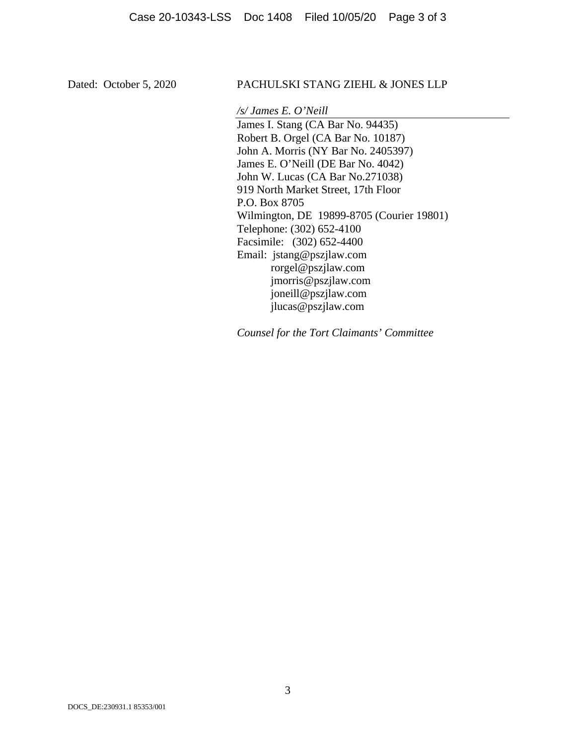Dated: October 5, 2020

PACHULSKI STANG ZIEHL & JONES LLP

*/s/ James E. O'Neill*

James I. Stang (CA Bar No. 94435)
Robert B. Orgel (CA Bar No. 10187)
John A. Morris (NY Bar No. 2405397)
James E. O'Neill (DE Bar No. 4042)
John W. Lucas (CA Bar No.271038)
919 North Market Street, 17th Floor
P.O. Box 8705
Wilmington, DE 19899-8705 (Courier 19801)
Telephone: (302) 652-4100
Facsimile: (302) 652-4400
Email: jstang@pszjlaw.com
rorgel@pszjlaw.com
jmorris@pszjlaw.com
joneill@pszjlaw.com
jlucas@pszjlaw.com

*Counsel for the Tort Claimants' Committee*

DOCS_DE:230931.1 85353/001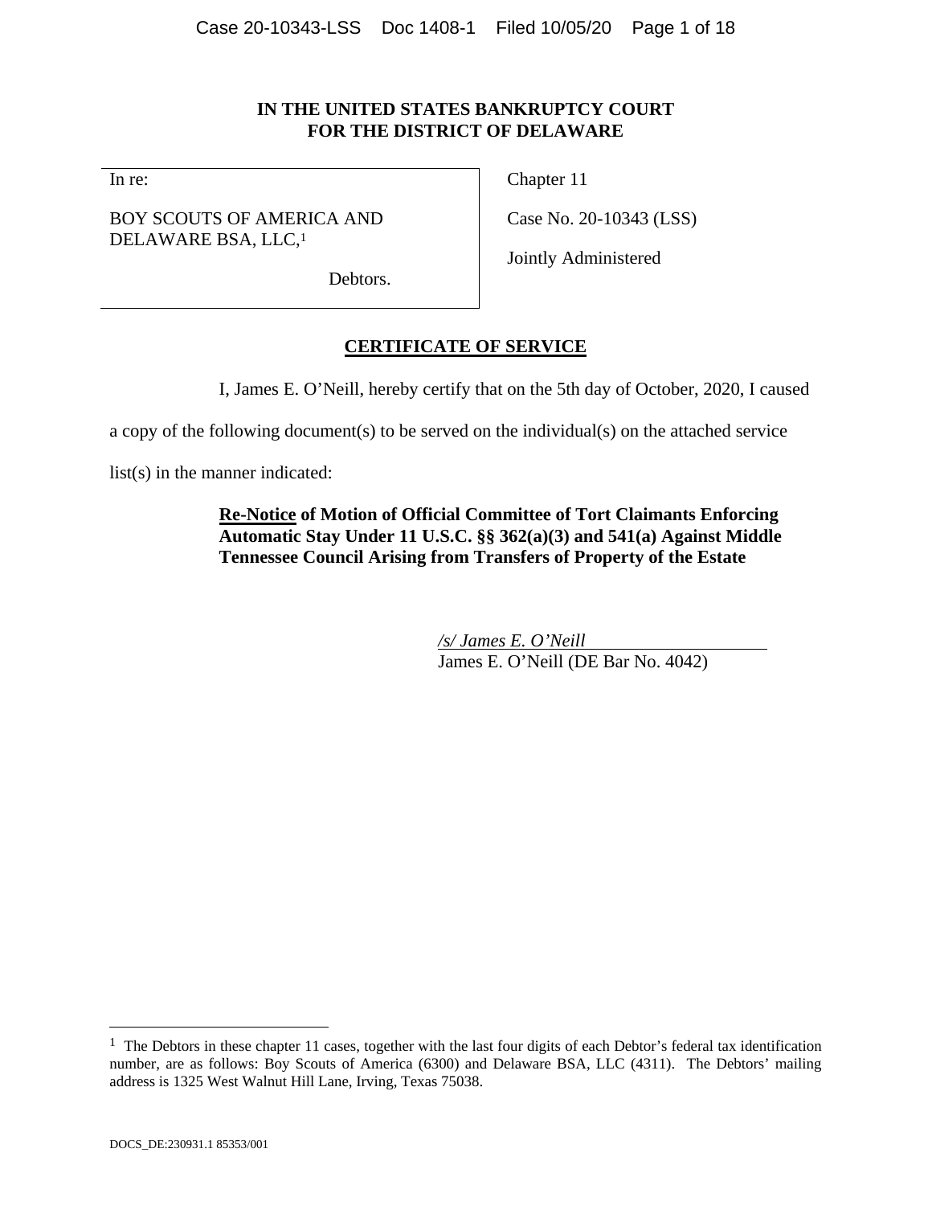# IN THE UNITED STATES BANKRUPTCY COURT FOR THE DISTRICT OF DELAWARE

| In re: | Chapter 11 |
| --- | --- |
| BOY SCOUTS OF AMERICA AND DELAWARE BSA, LLC,[1] | Case No. 20-10343 (LSS) |
| Debtors. | Jointly Administered |

## CERTIFICATE OF SERVICE

I, James E. O'Neill, hereby certify that on the 5th day of October, 2020, I caused a copy of the following document(s) to be served on the individual(s) on the attached service list(s) in the manner indicated:

> **Re-Notice of Motion of Official Committee of Tort Claimants Enforcing Automatic Stay Under 11 U.S.C. §§ 362(a)(3) and 541(a) Against Middle Tennessee Council Arising from Transfers of Property of the Estate**

*/s/ James E. O'Neill*
James E. O'Neill (DE Bar No. 4042)

[1] The Debtors in these chapter 11 cases, together with the last four digits of each Debtor's federal tax identification number, are as follows: Boy Scouts of America (6300) and Delaware BSA, LLC (4311). The Debtors' mailing address is 1325 West Walnut Hill Lane, Irving, Texas 75038.

DOCS_DE:230931.1 85353/001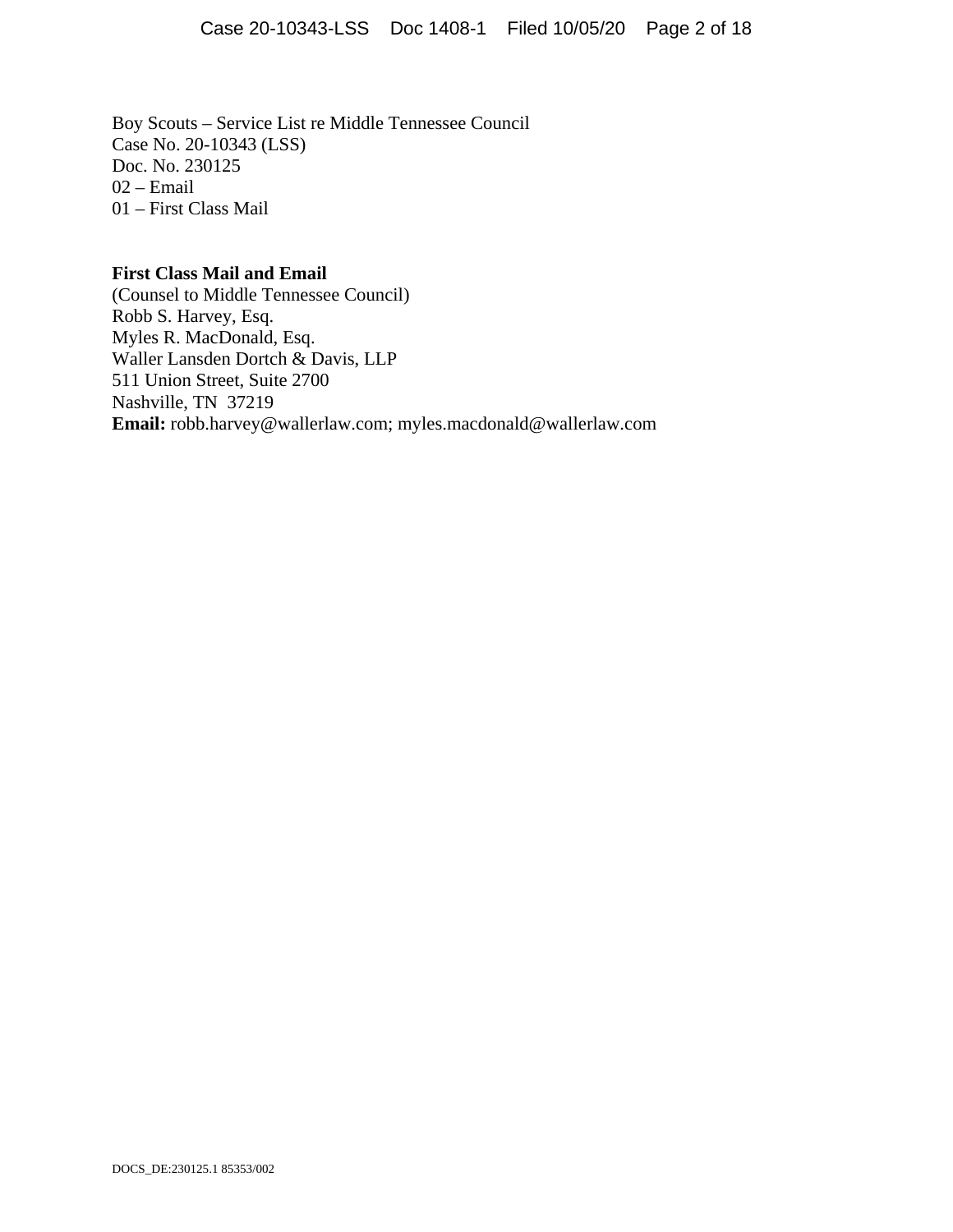Boy Scouts – Service List re Middle Tennessee Council
Case No. 20-10343 (LSS)
Doc. No. 230125
02 – Email
01 – First Class Mail

**First Class Mail and Email**
(Counsel to Middle Tennessee Council)
Robb S. Harvey, Esq.
Myles R. MacDonald, Esq.
Waller Lansden Dortch & Davis, LLP
511 Union Street, Suite 2700
Nashville, TN 37219
**Email:** robb.harvey@wallerlaw.com; myles.macdonald@wallerlaw.com

DOCS_DE:230125.1 85353/002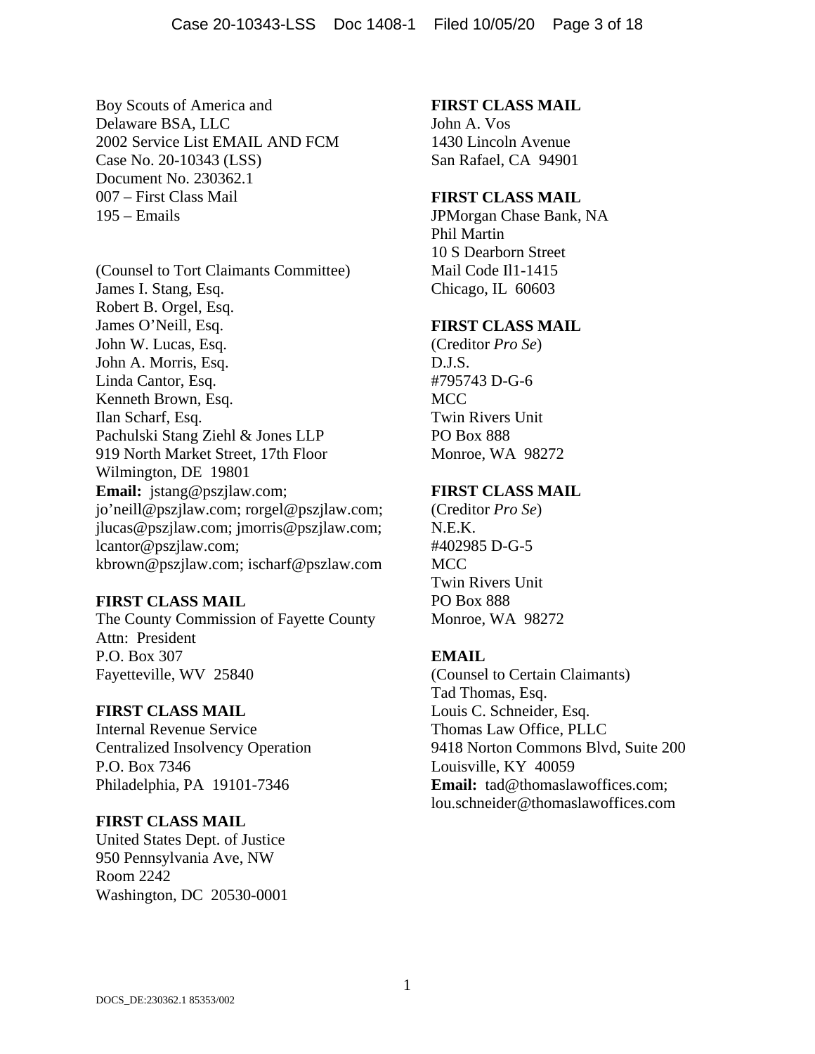Boy Scouts of America and
Delaware BSA, LLC
2002 Service List EMAIL AND FCM
Case No. 20-10343 (LSS)
Document No. 230362.1
007 – First Class Mail
195 – Emails

(Counsel to Tort Claimants Committee)
James I. Stang, Esq.
Robert B. Orgel, Esq.
James O'Neill, Esq.
John W. Lucas, Esq.
John A. Morris, Esq.
Linda Cantor, Esq.
Kenneth Brown, Esq.
Ilan Scharf, Esq.
Pachulski Stang Ziehl & Jones LLP
919 North Market Street, 17th Floor
Wilmington, DE 19801
**Email:** jstang@pszjlaw.com; jo'neill@pszjlaw.com; rorgel@pszjlaw.com; jlucas@pszjlaw.com; jmorris@pszjlaw.com; lcantor@pszjlaw.com; kbrown@pszjlaw.com; ischarf@pszlaw.com

**FIRST CLASS MAIL**
The County Commission of Fayette County
Attn: President
P.O. Box 307
Fayetteville, WV 25840

**FIRST CLASS MAIL**
Internal Revenue Service
Centralized Insolvency Operation
P.O. Box 7346
Philadelphia, PA 19101-7346

**FIRST CLASS MAIL**
United States Dept. of Justice
950 Pennsylvania Ave, NW
Room 2242
Washington, DC 20530-0001

**FIRST CLASS MAIL**
John A. Vos
1430 Lincoln Avenue
San Rafael, CA 94901

**FIRST CLASS MAIL**
JPMorgan Chase Bank, NA
Phil Martin
10 S Dearborn Street
Mail Code Il1-1415
Chicago, IL 60603

**FIRST CLASS MAIL**
(Creditor *Pro Se*)
D.J.S.
#795743 D-G-6
MCC
Twin Rivers Unit
PO Box 888
Monroe, WA 98272

**FIRST CLASS MAIL**
(Creditor *Pro Se*)
N.E.K.
#402985 D-G-5
MCC
Twin Rivers Unit
PO Box 888
Monroe, WA 98272

**EMAIL**
(Counsel to Certain Claimants)
Tad Thomas, Esq.
Louis C. Schneider, Esq.
Thomas Law Office, PLLC
9418 Norton Commons Blvd, Suite 200
Louisville, KY 40059
**Email:** tad@thomaslawoffices.com; lou.schneider@thomaslawoffices.com

DOCS_DE:230362.1 85353/002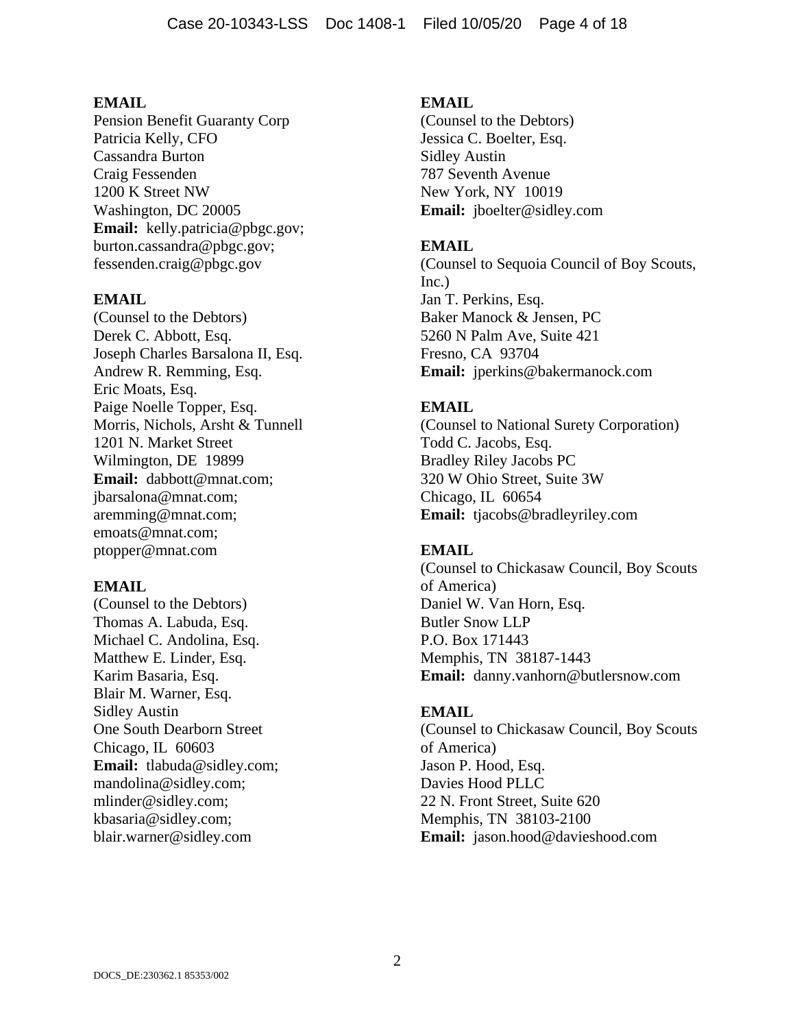**EMAIL**
Pension Benefit Guaranty Corp
Patricia Kelly, CFO
Cassandra Burton
Craig Fessenden
1200 K Street NW
Washington, DC 20005
**Email:** kelly.patricia@pbgc.gov; burton.cassandra@pbgc.gov; fessenden.craig@pbgc.gov

**EMAIL**
(Counsel to the Debtors)
Derek C. Abbott, Esq.
Joseph Charles Barsalona II, Esq.
Andrew R. Remming, Esq.
Eric Moats, Esq.
Paige Noelle Topper, Esq.
Morris, Nichols, Arsht & Tunnell
1201 N. Market Street
Wilmington, DE 19899
**Email:** dabbott@mnat.com; jbarsalona@mnat.com; aremming@mnat.com; emoats@mnat.com; ptopper@mnat.com

**EMAIL**
(Counsel to the Debtors)
Thomas A. Labuda, Esq.
Michael C. Andolina, Esq.
Matthew E. Linder, Esq.
Karim Basaria, Esq.
Blair M. Warner, Esq.
Sidley Austin
One South Dearborn Street
Chicago, IL 60603
**Email:** tlabuda@sidley.com; mandolina@sidley.com; mlinder@sidley.com; kbasaria@sidley.com; blair.warner@sidley.com

**EMAIL**
(Counsel to the Debtors)
Jessica C. Boelter, Esq.
Sidley Austin
787 Seventh Avenue
New York, NY 10019
**Email:** jboelter@sidley.com

**EMAIL**
(Counsel to Sequoia Council of Boy Scouts, Inc.)
Jan T. Perkins, Esq.
Baker Manock & Jensen, PC
5260 N Palm Ave, Suite 421
Fresno, CA 93704
**Email:** jperkins@bakermanock.com

**EMAIL**
(Counsel to National Surety Corporation)
Todd C. Jacobs, Esq.
Bradley Riley Jacobs PC
320 W Ohio Street, Suite 3W
Chicago, IL 60654
**Email:** tjacobs@bradleyriley.com

**EMAIL**
(Counsel to Chickasaw Council, Boy Scouts of America)
Daniel W. Van Horn, Esq.
Butler Snow LLP
P.O. Box 171443
Memphis, TN 38187-1443
**Email:** danny.vanhorn@butlersnow.com

**EMAIL**
(Counsel to Chickasaw Council, Boy Scouts of America)
Jason P. Hood, Esq.
Davies Hood PLLC
22 N. Front Street, Suite 620
Memphis, TN 38103-2100
**Email:** jason.hood@davieshood.com

DOCS_DE:230362.1 85353/002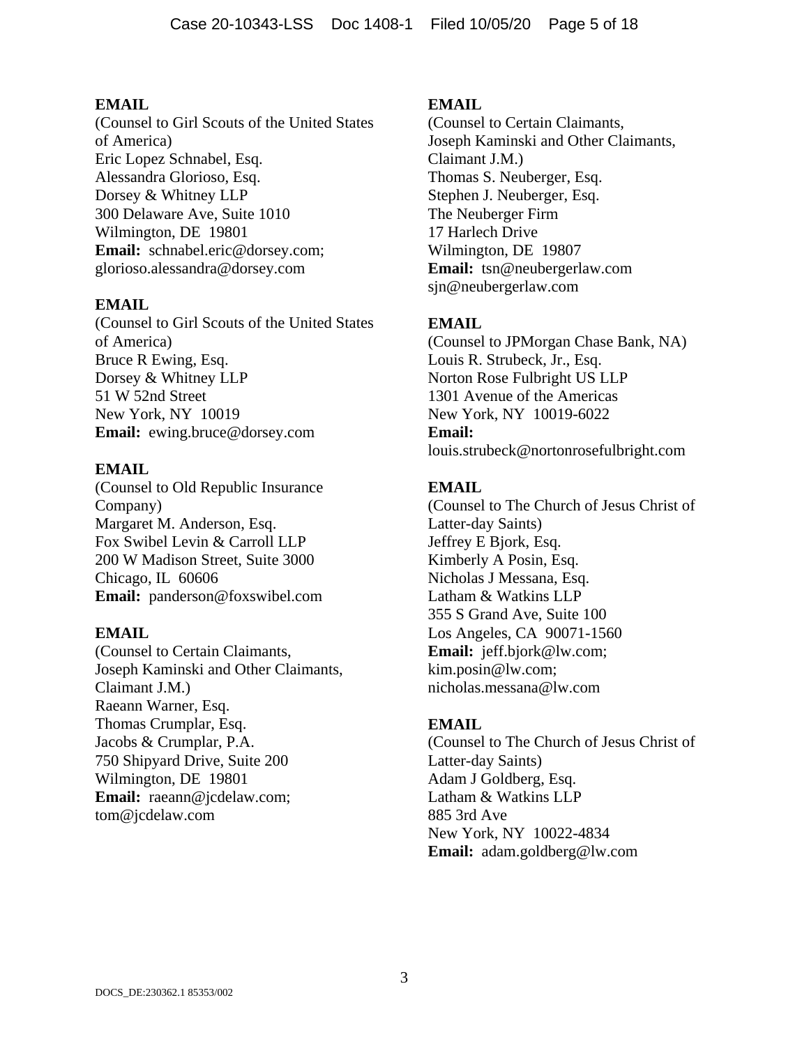**EMAIL**
(Counsel to Girl Scouts of the United States of America)
Eric Lopez Schnabel, Esq.
Alessandra Glorioso, Esq.
Dorsey & Whitney LLP
300 Delaware Ave, Suite 1010
Wilmington, DE 19801
**Email:** schnabel.eric@dorsey.com; glorioso.alessandra@dorsey.com

**EMAIL**
(Counsel to Girl Scouts of the United States of America)
Bruce R Ewing, Esq.
Dorsey & Whitney LLP
51 W 52nd Street
New York, NY 10019
**Email:** ewing.bruce@dorsey.com

**EMAIL**
(Counsel to Old Republic Insurance Company)
Margaret M. Anderson, Esq.
Fox Swibel Levin & Carroll LLP
200 W Madison Street, Suite 3000
Chicago, IL 60606
**Email:** panderson@foxswibel.com

**EMAIL**
(Counsel to Certain Claimants, Joseph Kaminski and Other Claimants, Claimant J.M.)
Raeann Warner, Esq.
Thomas Crumplar, Esq.
Jacobs & Crumplar, P.A.
750 Shipyard Drive, Suite 200
Wilmington, DE 19801
**Email:** raeann@jcdelaw.com; tom@jcdelaw.com

**EMAIL**
(Counsel to Certain Claimants, Joseph Kaminski and Other Claimants, Claimant J.M.)
Thomas S. Neuberger, Esq.
Stephen J. Neuberger, Esq.
The Neuberger Firm
17 Harlech Drive
Wilmington, DE 19807
**Email:** tsn@neubergerlaw.com sjn@neubergerlaw.com

**EMAIL**
(Counsel to JPMorgan Chase Bank, NA)
Louis R. Strubeck, Jr., Esq.
Norton Rose Fulbright US LLP
1301 Avenue of the Americas
New York, NY 10019-6022
**Email:**
louis.strubeck@nortonrosefulbright.com

**EMAIL**
(Counsel to The Church of Jesus Christ of Latter-day Saints)
Jeffrey E Bjork, Esq.
Kimberly A Posin, Esq.
Nicholas J Messana, Esq.
Latham & Watkins LLP
355 S Grand Ave, Suite 100
Los Angeles, CA 90071-1560
**Email:** jeff.bjork@lw.com; kim.posin@lw.com; nicholas.messana@lw.com

**EMAIL**
(Counsel to The Church of Jesus Christ of Latter-day Saints)
Adam J Goldberg, Esq.
Latham & Watkins LLP
885 3rd Ave
New York, NY 10022-4834
**Email:** adam.goldberg@lw.com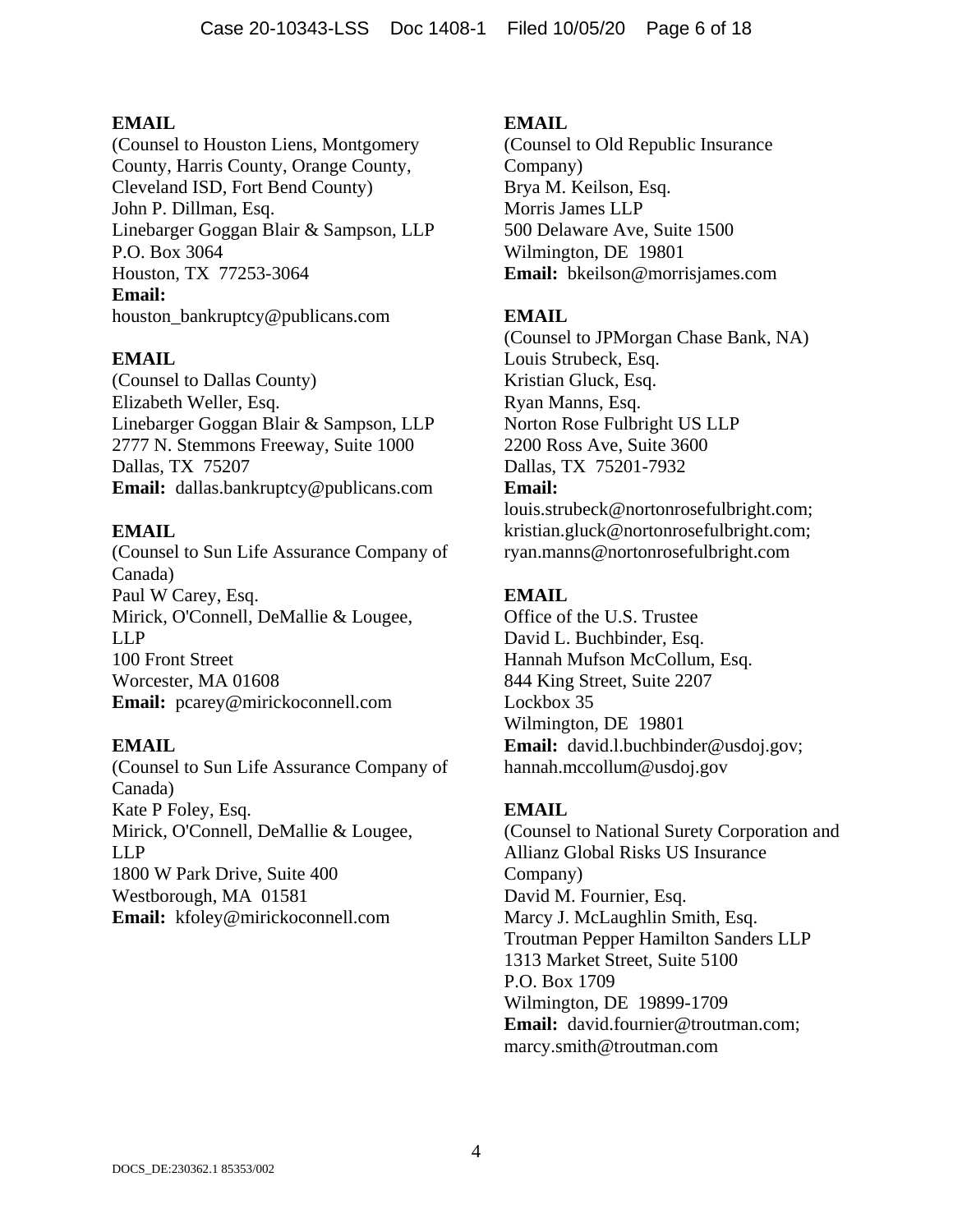**EMAIL**
(Counsel to Houston Liens, Montgomery County, Harris County, Orange County, Cleveland ISD, Fort Bend County)
John P. Dillman, Esq.
Linebarger Goggan Blair & Sampson, LLP
P.O. Box 3064
Houston, TX 77253-3064
**Email:**
houston_bankruptcy@publicans.com

**EMAIL**
(Counsel to Dallas County)
Elizabeth Weller, Esq.
Linebarger Goggan Blair & Sampson, LLP
2777 N. Stemmons Freeway, Suite 1000
Dallas, TX 75207
**Email:** dallas.bankruptcy@publicans.com

**EMAIL**
(Counsel to Sun Life Assurance Company of Canada)
Paul W Carey, Esq.
Mirick, O'Connell, DeMallie & Lougee, LLP
100 Front Street
Worcester, MA 01608
**Email:** pcarey@mirickoconnell.com

**EMAIL**
(Counsel to Sun Life Assurance Company of Canada)
Kate P Foley, Esq.
Mirick, O'Connell, DeMallie & Lougee, LLP
1800 W Park Drive, Suite 400
Westborough, MA 01581
**Email:** kfoley@mirickoconnell.com

**EMAIL**
(Counsel to Old Republic Insurance Company)
Brya M. Keilson, Esq.
Morris James LLP
500 Delaware Ave, Suite 1500
Wilmington, DE 19801
**Email:** bkeilson@morrisjames.com

**EMAIL**
(Counsel to JPMorgan Chase Bank, NA)
Louis Strubeck, Esq.
Kristian Gluck, Esq.
Ryan Manns, Esq.
Norton Rose Fulbright US LLP
2200 Ross Ave, Suite 3600
Dallas, TX 75201-7932
**Email:**
louis.strubeck@nortonrosefulbright.com;
kristian.gluck@nortonrosefulbright.com;
ryan.manns@nortonrosefulbright.com

**EMAIL**
Office of the U.S. Trustee
David L. Buchbinder, Esq.
Hannah Mufson McCollum, Esq.
844 King Street, Suite 2207
Lockbox 35
Wilmington, DE 19801
**Email:** david.l.buchbinder@usdoj.gov;
hannah.mccollum@usdoj.gov

**EMAIL**
(Counsel to National Surety Corporation and Allianz Global Risks US Insurance Company)
David M. Fournier, Esq.
Marcy J. McLaughlin Smith, Esq.
Troutman Pepper Hamilton Sanders LLP
1313 Market Street, Suite 5100
P.O. Box 1709
Wilmington, DE 19899-1709
**Email:** david.fournier@troutman.com;
marcy.smith@troutman.com

DOCS_DE:230362.1 85353/002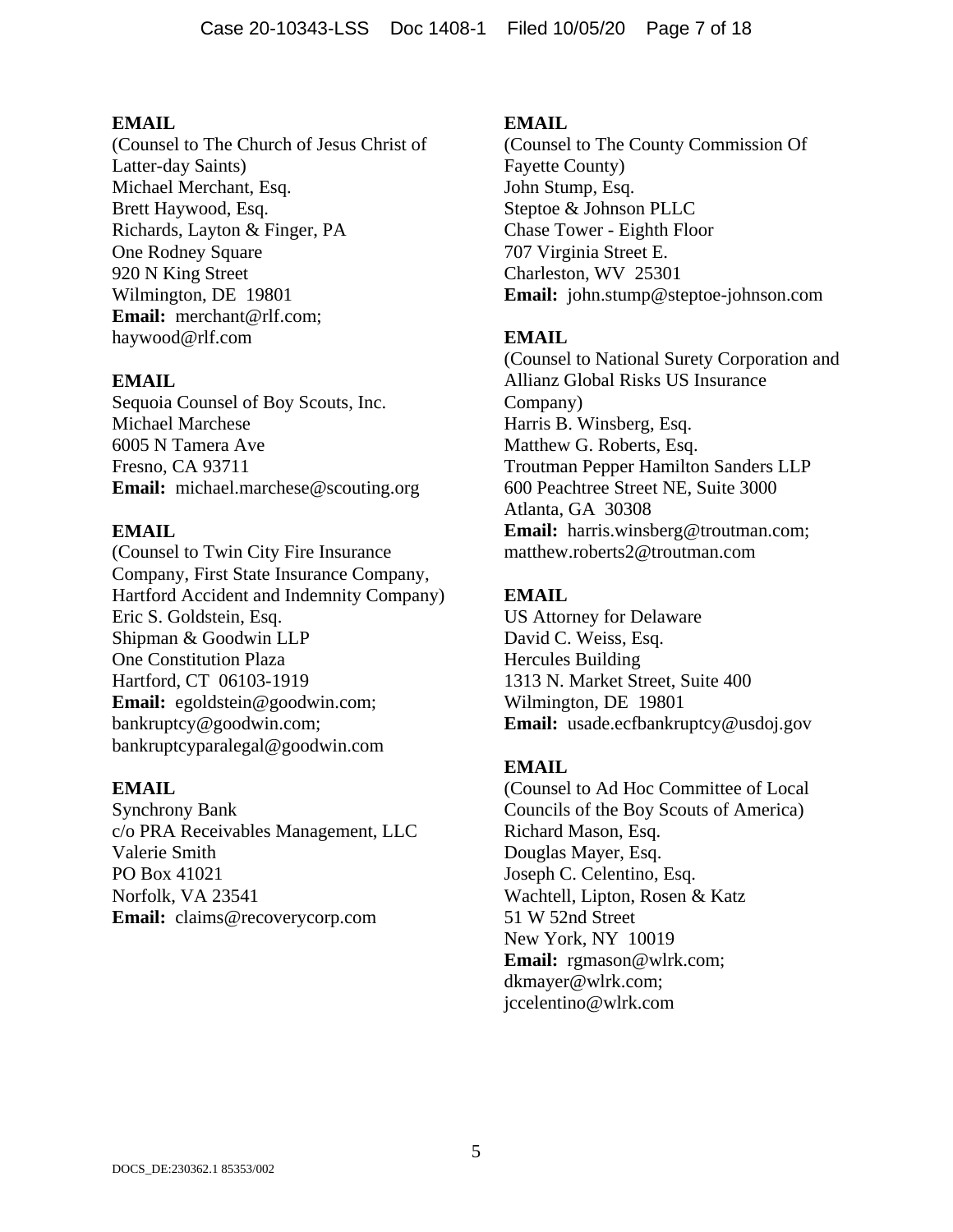**EMAIL**
(Counsel to The Church of Jesus Christ of Latter-day Saints)
Michael Merchant, Esq.
Brett Haywood, Esq.
Richards, Layton & Finger, PA
One Rodney Square
920 N King Street
Wilmington, DE 19801
**Email:** merchant@rlf.com; haywood@rlf.com

**EMAIL**
Sequoia Counsel of Boy Scouts, Inc.
Michael Marchese
6005 N Tamera Ave
Fresno, CA 93711
**Email:** michael.marchese@scouting.org

**EMAIL**
(Counsel to Twin City Fire Insurance Company, First State Insurance Company, Hartford Accident and Indemnity Company)
Eric S. Goldstein, Esq.
Shipman & Goodwin LLP
One Constitution Plaza
Hartford, CT 06103-1919
**Email:** egoldstein@goodwin.com; bankruptcy@goodwin.com; bankruptcyparalegal@goodwin.com

**EMAIL**
Synchrony Bank
c/o PRA Receivables Management, LLC
Valerie Smith
PO Box 41021
Norfolk, VA 23541
**Email:** claims@recoverycorp.com

**EMAIL**
(Counsel to The County Commission Of Fayette County)
John Stump, Esq.
Steptoe & Johnson PLLC
Chase Tower - Eighth Floor
707 Virginia Street E.
Charleston, WV 25301
**Email:** john.stump@steptoe-johnson.com

**EMAIL**
(Counsel to National Surety Corporation and Allianz Global Risks US Insurance Company)
Harris B. Winsberg, Esq.
Matthew G. Roberts, Esq.
Troutman Pepper Hamilton Sanders LLP
600 Peachtree Street NE, Suite 3000
Atlanta, GA 30308
**Email:** harris.winsberg@troutman.com; matthew.roberts2@troutman.com

**EMAIL**
US Attorney for Delaware
David C. Weiss, Esq.
Hercules Building
1313 N. Market Street, Suite 400
Wilmington, DE 19801
**Email:** usade.ecfbankruptcy@usdoj.gov

**EMAIL**
(Counsel to Ad Hoc Committee of Local Councils of the Boy Scouts of America)
Richard Mason, Esq.
Douglas Mayer, Esq.
Joseph C. Celentino, Esq.
Wachtell, Lipton, Rosen & Katz
51 W 52nd Street
New York, NY 10019
**Email:** rgmason@wlrk.com; dkmayer@wlrk.com; jccelentino@wlrk.com

DOCS_DE:230362.1 85353/002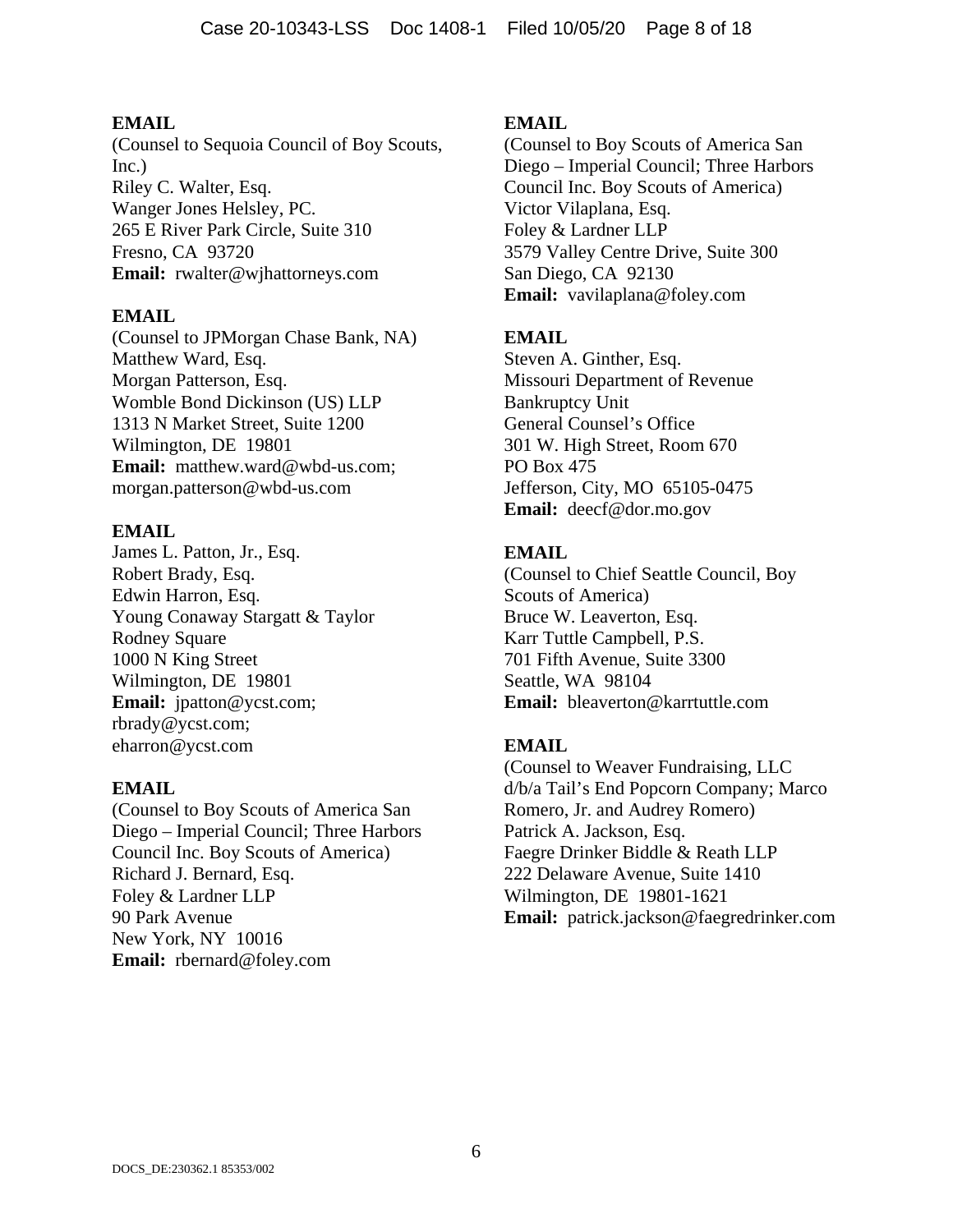**EMAIL**
(Counsel to Sequoia Council of Boy Scouts, Inc.)
Riley C. Walter, Esq.
Wanger Jones Helsley, PC.
265 E River Park Circle, Suite 310
Fresno, CA 93720
**Email:** rwalter@wjhattorneys.com

**EMAIL**
(Counsel to JPMorgan Chase Bank, NA)
Matthew Ward, Esq.
Morgan Patterson, Esq.
Womble Bond Dickinson (US) LLP
1313 N Market Street, Suite 1200
Wilmington, DE 19801
**Email:** matthew.ward@wbd-us.com; morgan.patterson@wbd-us.com

**EMAIL**
James L. Patton, Jr., Esq.
Robert Brady, Esq.
Edwin Harron, Esq.
Young Conaway Stargatt & Taylor
Rodney Square
1000 N King Street
Wilmington, DE 19801
**Email:** jpatton@ycst.com; rbrady@ycst.com; eharron@ycst.com

**EMAIL**
(Counsel to Boy Scouts of America San Diego – Imperial Council; Three Harbors Council Inc. Boy Scouts of America)
Richard J. Bernard, Esq.
Foley & Lardner LLP
90 Park Avenue
New York, NY 10016
**Email:** rbernard@foley.com

**EMAIL**
(Counsel to Boy Scouts of America San Diego – Imperial Council; Three Harbors Council Inc. Boy Scouts of America)
Victor Vilaplana, Esq.
Foley & Lardner LLP
3579 Valley Centre Drive, Suite 300
San Diego, CA 92130
**Email:** vavilaplana@foley.com

**EMAIL**
Steven A. Ginther, Esq.
Missouri Department of Revenue
Bankruptcy Unit
General Counsel's Office
301 W. High Street, Room 670
PO Box 475
Jefferson, City, MO 65105-0475
**Email:** deecf@dor.mo.gov

**EMAIL**
(Counsel to Chief Seattle Council, Boy Scouts of America)
Bruce W. Leaverton, Esq.
Karr Tuttle Campbell, P.S.
701 Fifth Avenue, Suite 3300
Seattle, WA 98104
**Email:** bleaverton@karrtuttle.com

**EMAIL**
(Counsel to Weaver Fundraising, LLC d/b/a Tail's End Popcorn Company; Marco Romero, Jr. and Audrey Romero)
Patrick A. Jackson, Esq.
Faegre Drinker Biddle & Reath LLP
222 Delaware Avenue, Suite 1410
Wilmington, DE 19801-1621
**Email:** patrick.jackson@faegredrinker.com

DOCS_DE:230362.1 85353/002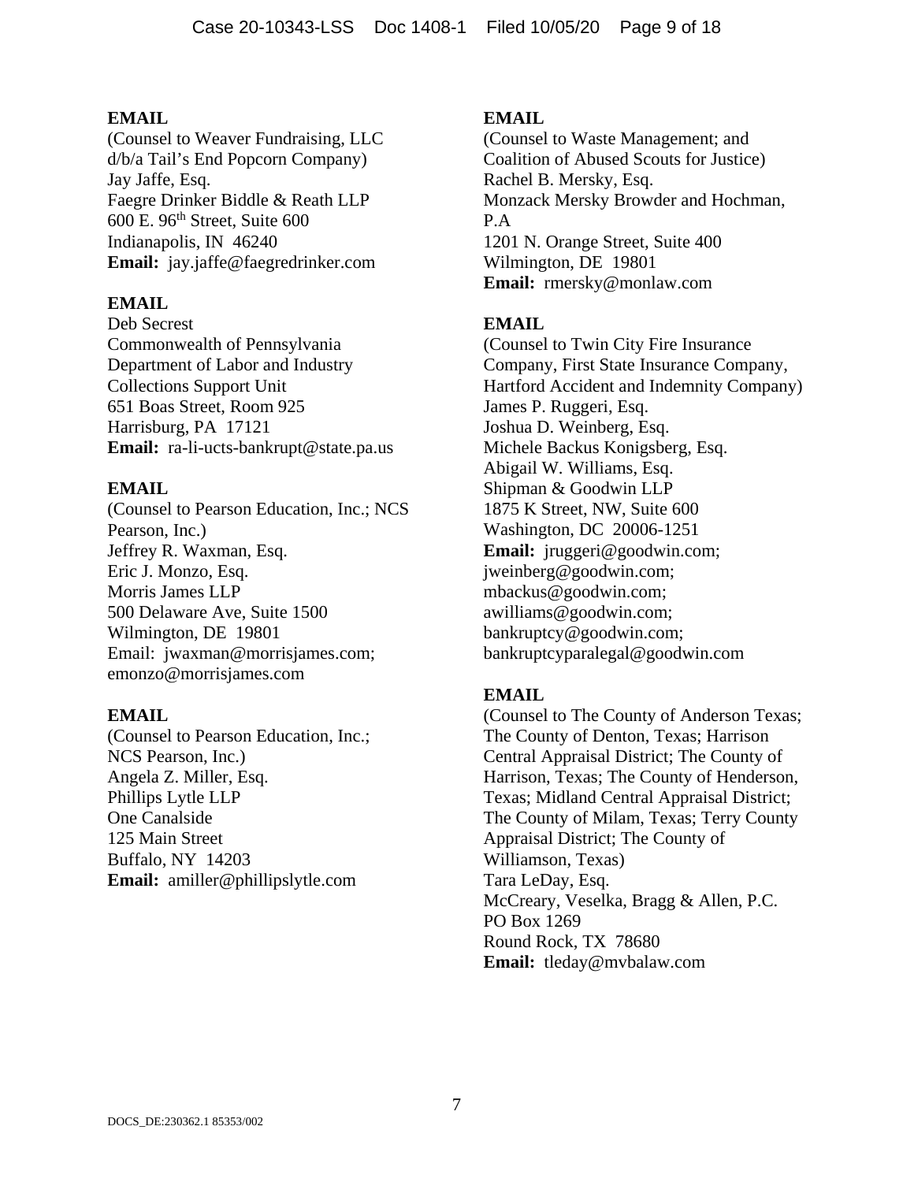**EMAIL**
(Counsel to Weaver Fundraising, LLC d/b/a Tail's End Popcorn Company)
Jay Jaffe, Esq.
Faegre Drinker Biddle & Reath LLP
600 E. 96th Street, Suite 600
Indianapolis, IN 46240
**Email:** jay.jaffe@faegredrinker.com

**EMAIL**
Deb Secrest
Commonwealth of Pennsylvania
Department of Labor and Industry
Collections Support Unit
651 Boas Street, Room 925
Harrisburg, PA 17121
**Email:** ra-li-ucts-bankrupt@state.pa.us

**EMAIL**
(Counsel to Pearson Education, Inc.; NCS Pearson, Inc.)
Jeffrey R. Waxman, Esq.
Eric J. Monzo, Esq.
Morris James LLP
500 Delaware Ave, Suite 1500
Wilmington, DE 19801
Email: jwaxman@morrisjames.com; emonzo@morrisjames.com

**EMAIL**
(Counsel to Pearson Education, Inc.; NCS Pearson, Inc.)
Angela Z. Miller, Esq.
Phillips Lytle LLP
One Canalside
125 Main Street
Buffalo, NY 14203
**Email:** amiller@phillipslytle.com

**EMAIL**
(Counsel to Waste Management; and Coalition of Abused Scouts for Justice)
Rachel B. Mersky, Esq.
Monzack Mersky Browder and Hochman, P.A
1201 N. Orange Street, Suite 400
Wilmington, DE 19801
**Email:** rmersky@monlaw.com

**EMAIL**
(Counsel to Twin City Fire Insurance Company, First State Insurance Company, Hartford Accident and Indemnity Company)
James P. Ruggeri, Esq.
Joshua D. Weinberg, Esq.
Michele Backus Konigsberg, Esq.
Abigail W. Williams, Esq.
Shipman & Goodwin LLP
1875 K Street, NW, Suite 600
Washington, DC 20006-1251
**Email:** jruggeri@goodwin.com; jweinberg@goodwin.com; mbackus@goodwin.com; awilliams@goodwin.com; bankruptcy@goodwin.com; bankruptcyparalegal@goodwin.com

**EMAIL**
(Counsel to The County of Anderson Texas; The County of Denton, Texas; Harrison Central Appraisal District; The County of Harrison, Texas; The County of Henderson, Texas; Midland Central Appraisal District; The County of Milam, Texas; Terry County Appraisal District; The County of Williamson, Texas)
Tara LeDay, Esq.
McCreary, Veselka, Bragg & Allen, P.C.
PO Box 1269
Round Rock, TX 78680
**Email:** tleday@mvbalaw.com

DOCS_DE:230362.1 85353/002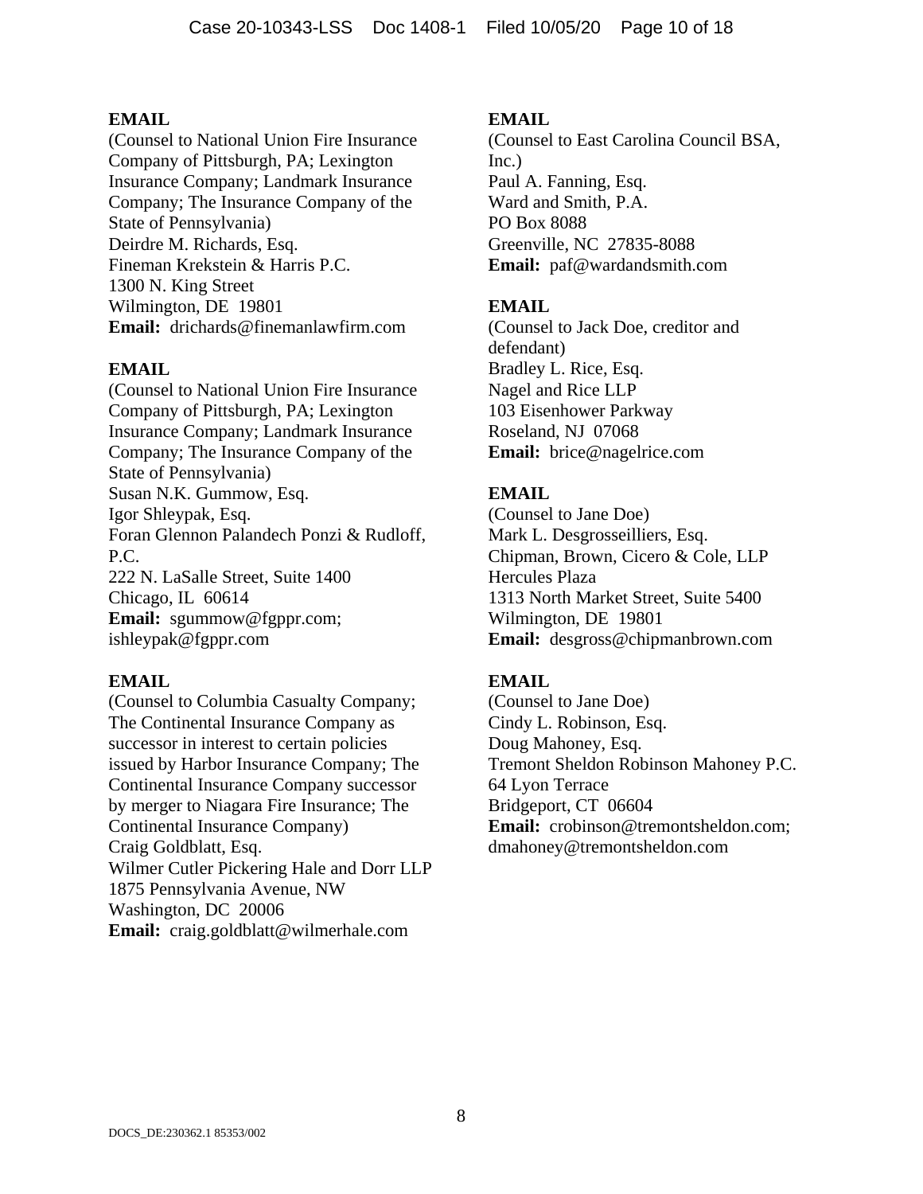**EMAIL**
(Counsel to National Union Fire Insurance Company of Pittsburgh, PA; Lexington Insurance Company; Landmark Insurance Company; The Insurance Company of the State of Pennsylvania)
Deirdre M. Richards, Esq.
Fineman Krekstein & Harris P.C.
1300 N. King Street
Wilmington, DE 19801
**Email:** drichards@finemanlawfirm.com

**EMAIL**
(Counsel to National Union Fire Insurance Company of Pittsburgh, PA; Lexington Insurance Company; Landmark Insurance Company; The Insurance Company of the State of Pennsylvania)
Susan N.K. Gummow, Esq.
Igor Shleypak, Esq.
Foran Glennon Palandech Ponzi & Rudloff, P.C.
222 N. LaSalle Street, Suite 1400
Chicago, IL 60614
**Email:** sgummow@fgppr.com; ishleypak@fgppr.com

**EMAIL**
(Counsel to Columbia Casualty Company; The Continental Insurance Company as successor in interest to certain policies issued by Harbor Insurance Company; The Continental Insurance Company successor by merger to Niagara Fire Insurance; The Continental Insurance Company)
Craig Goldblatt, Esq.
Wilmer Cutler Pickering Hale and Dorr LLP
1875 Pennsylvania Avenue, NW
Washington, DC 20006
**Email:** craig.goldblatt@wilmerhale.com

**EMAIL**
(Counsel to East Carolina Council BSA, Inc.)
Paul A. Fanning, Esq.
Ward and Smith, P.A.
PO Box 8088
Greenville, NC 27835-8088
**Email:** paf@wardandsmith.com

**EMAIL**
(Counsel to Jack Doe, creditor and defendant)
Bradley L. Rice, Esq.
Nagel and Rice LLP
103 Eisenhower Parkway
Roseland, NJ 07068
**Email:** brice@nagelrice.com

**EMAIL**
(Counsel to Jane Doe)
Mark L. Desgrosseilliers, Esq.
Chipman, Brown, Cicero & Cole, LLP
Hercules Plaza
1313 North Market Street, Suite 5400
Wilmington, DE 19801
**Email:** desgross@chipmanbrown.com

**EMAIL**
(Counsel to Jane Doe)
Cindy L. Robinson, Esq.
Doug Mahoney, Esq.
Tremont Sheldon Robinson Mahoney P.C.
64 Lyon Terrace
Bridgeport, CT 06604
**Email:** crobinson@tremontsheldon.com; dmahoney@tremontsheldon.com

DOCS_DE:230362.1 85353/002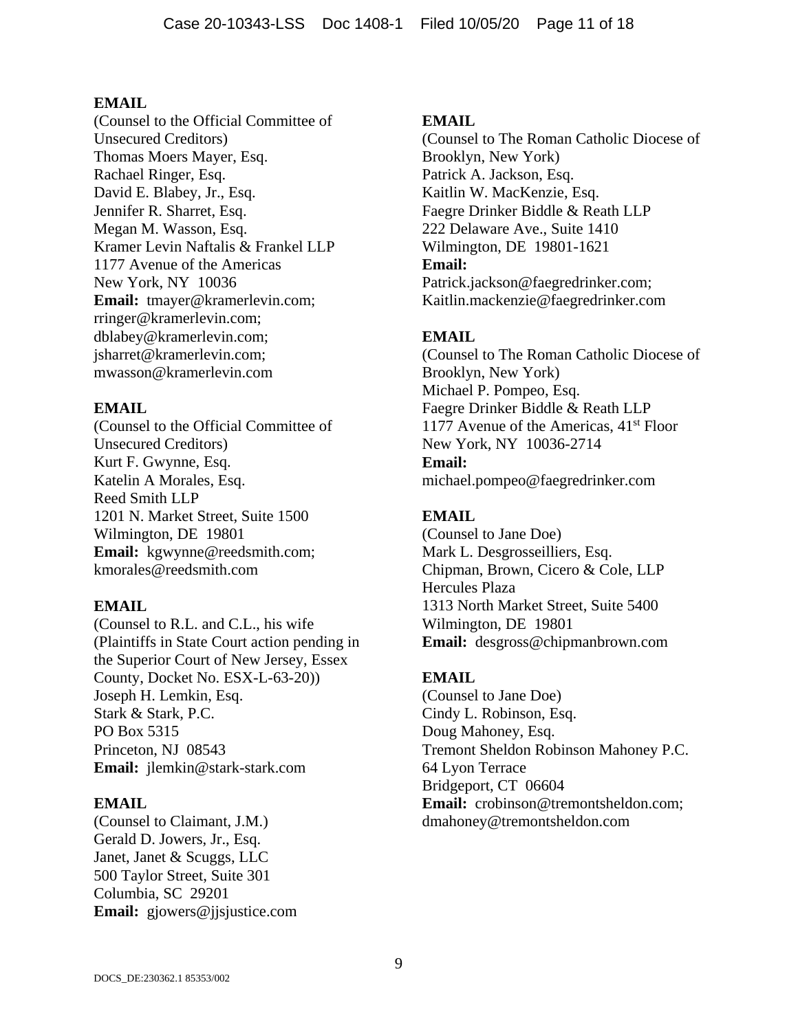**EMAIL**
(Counsel to the Official Committee of Unsecured Creditors)
Thomas Moers Mayer, Esq.
Rachael Ringer, Esq.
David E. Blabey, Jr., Esq.
Jennifer R. Sharret, Esq.
Megan M. Wasson, Esq.
Kramer Levin Naftalis & Frankel LLP
1177 Avenue of the Americas
New York, NY 10036
**Email:** tmayer@kramerlevin.com; rringer@kramerlevin.com; dblabey@kramerlevin.com; jsharret@kramerlevin.com; mwasson@kramerlevin.com

**EMAIL**
(Counsel to the Official Committee of Unsecured Creditors)
Kurt F. Gwynne, Esq.
Katelin A Morales, Esq.
Reed Smith LLP
1201 N. Market Street, Suite 1500
Wilmington, DE 19801
**Email:** kgwynne@reedsmith.com; kmorales@reedsmith.com

**EMAIL**
(Counsel to R.L. and C.L., his wife (Plaintiffs in State Court action pending in the Superior Court of New Jersey, Essex County, Docket No. ESX-L-63-20))
Joseph H. Lemkin, Esq.
Stark & Stark, P.C.
PO Box 5315
Princeton, NJ 08543
**Email:** jlemkin@stark-stark.com

**EMAIL**
(Counsel to Claimant, J.M.)
Gerald D. Jowers, Jr., Esq.
Janet, Janet & Scuggs, LLC
500 Taylor Street, Suite 301
Columbia, SC 29201
**Email:** gjowers@jjsjustice.com

**EMAIL**
(Counsel to The Roman Catholic Diocese of Brooklyn, New York)
Patrick A. Jackson, Esq.
Kaitlin W. MacKenzie, Esq.
Faegre Drinker Biddle & Reath LLP
222 Delaware Ave., Suite 1410
Wilmington, DE 19801-1621
**Email:**
Patrick.jackson@faegredrinker.com; Kaitlin.mackenzie@faegredrinker.com

**EMAIL**
(Counsel to The Roman Catholic Diocese of Brooklyn, New York)
Michael P. Pompeo, Esq.
Faegre Drinker Biddle & Reath LLP
1177 Avenue of the Americas, 41st Floor
New York, NY 10036-2714
**Email:**
michael.pompeo@faegredrinker.com

**EMAIL**
(Counsel to Jane Doe)
Mark L. Desgrosseilliers, Esq.
Chipman, Brown, Cicero & Cole, LLP
Hercules Plaza
1313 North Market Street, Suite 5400
Wilmington, DE 19801
**Email:** desgross@chipmanbrown.com

**EMAIL**
(Counsel to Jane Doe)
Cindy L. Robinson, Esq.
Doug Mahoney, Esq.
Tremont Sheldon Robinson Mahoney P.C.
64 Lyon Terrace
Bridgeport, CT 06604
**Email:** crobinson@tremontsheldon.com; dmahoney@tremontsheldon.com

DOCS_DE:230362.1 85353/002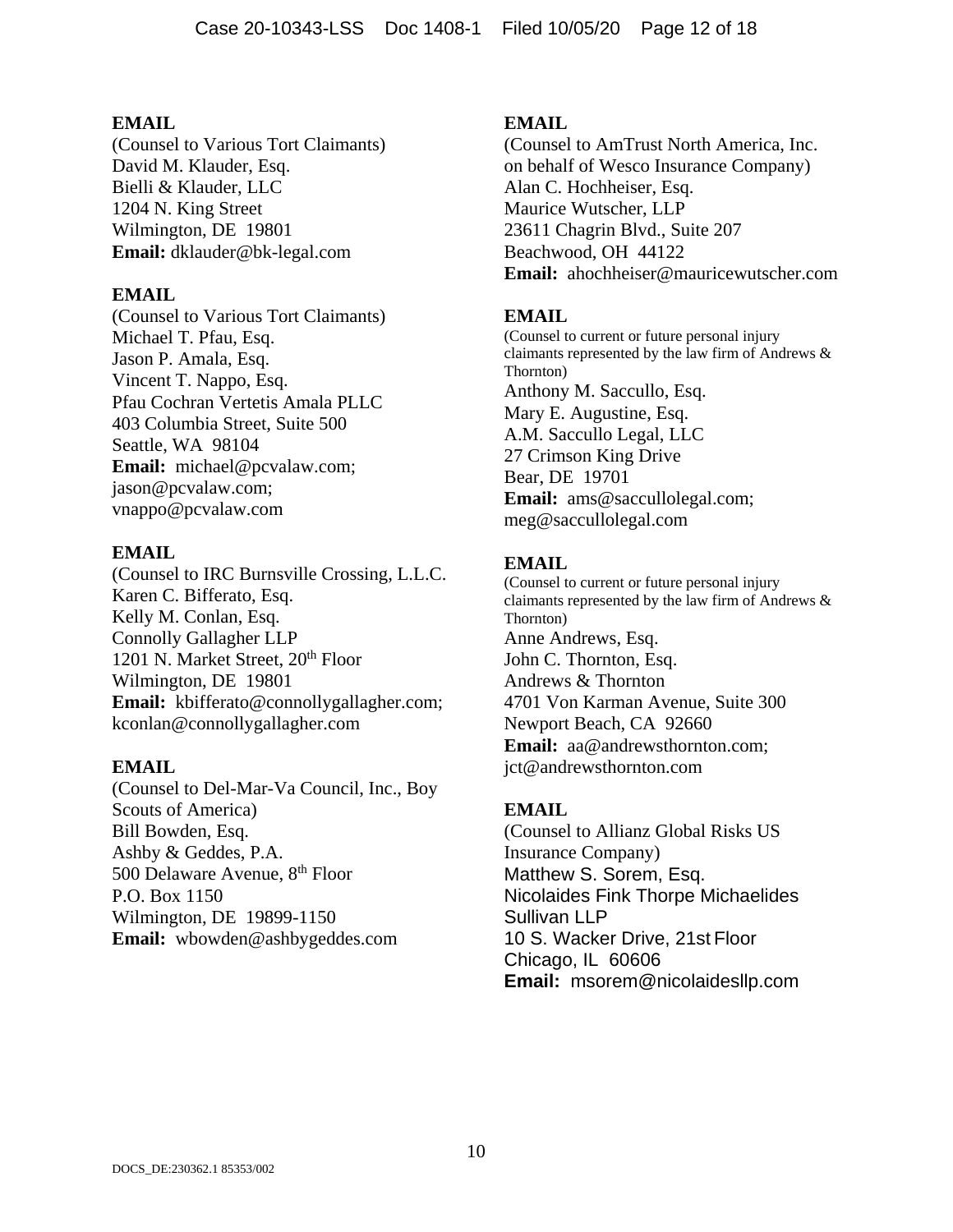**EMAIL**
(Counsel to Various Tort Claimants)
David M. Klauder, Esq.
Bielli & Klauder, LLC
1204 N. King Street
Wilmington, DE 19801
**Email:** dklauder@bk-legal.com

**EMAIL**
(Counsel to Various Tort Claimants)
Michael T. Pfau, Esq.
Jason P. Amala, Esq.
Vincent T. Nappo, Esq.
Pfau Cochran Vertetis Amala PLLC
403 Columbia Street, Suite 500
Seattle, WA 98104
**Email:** michael@pcvalaw.com; jason@pcvalaw.com; vnappo@pcvalaw.com

**EMAIL**
(Counsel to IRC Burnsville Crossing, L.L.C.
Karen C. Bifferato, Esq.
Kelly M. Conlan, Esq.
Connolly Gallagher LLP
1201 N. Market Street, 20th Floor
Wilmington, DE 19801
**Email:** kbifferato@connollygallagher.com; kconlan@connollygallagher.com

**EMAIL**
(Counsel to Del-Mar-Va Council, Inc., Boy Scouts of America)
Bill Bowden, Esq.
Ashby & Geddes, P.A.
500 Delaware Avenue, 8th Floor
P.O. Box 1150
Wilmington, DE 19899-1150
**Email:** wbowden@ashbygeddes.com

**EMAIL**
(Counsel to AmTrust North America, Inc. on behalf of Wesco Insurance Company)
Alan C. Hochheiser, Esq.
Maurice Wutscher, LLP
23611 Chagrin Blvd., Suite 207
Beachwood, OH 44122
**Email:** ahochheiser@mauricewutscher.com

**EMAIL**
(Counsel to current or future personal injury claimants represented by the law firm of Andrews & Thornton)
Anthony M. Saccullo, Esq.
Mary E. Augustine, Esq.
A.M. Saccullo Legal, LLC
27 Crimson King Drive
Bear, DE 19701
**Email:** ams@saccullolegal.com; meg@saccullolegal.com

**EMAIL**
(Counsel to current or future personal injury claimants represented by the law firm of Andrews & Thornton)
Anne Andrews, Esq.
John C. Thornton, Esq.
Andrews & Thornton
4701 Von Karman Avenue, Suite 300
Newport Beach, CA 92660
**Email:** aa@andrewsthornton.com; jct@andrewsthornton.com

**EMAIL**
(Counsel to Allianz Global Risks US Insurance Company)
Matthew S. Sorem, Esq.
Nicolaides Fink Thorpe Michaelides Sullivan LLP
10 S. Wacker Drive, 21st Floor
Chicago, IL 60606
**Email:** msorem@nicolaidesllp.com

DOCS_DE:230362.1 85353/002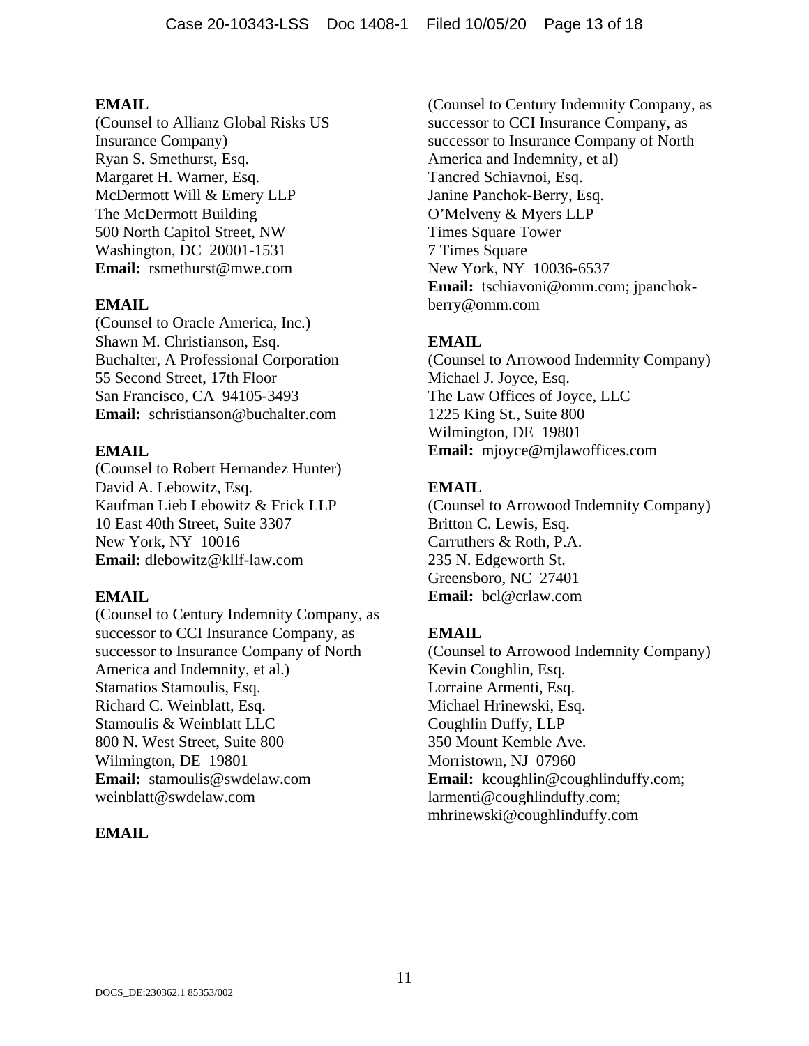**EMAIL**
(Counsel to Allianz Global Risks US Insurance Company)
Ryan S. Smethurst, Esq.
Margaret H. Warner, Esq.
McDermott Will & Emery LLP
The McDermott Building
500 North Capitol Street, NW
Washington, DC 20001-1531
**Email:** rsmethurst@mwe.com

**EMAIL**
(Counsel to Oracle America, Inc.)
Shawn M. Christianson, Esq.
Buchalter, A Professional Corporation
55 Second Street, 17th Floor
San Francisco, CA 94105-3493
**Email:** schristianson@buchalter.com

**EMAIL**
(Counsel to Robert Hernandez Hunter)
David A. Lebowitz, Esq.
Kaufman Lieb Lebowitz & Frick LLP
10 East 40th Street, Suite 3307
New York, NY 10016
**Email:** dlebowitz@kllf-law.com

**EMAIL**
(Counsel to Century Indemnity Company, as successor to CCI Insurance Company, as successor to Insurance Company of North America and Indemnity, et al.)
Stamatios Stamoulis, Esq.
Richard C. Weinblatt, Esq.
Stamoulis & Weinblatt LLC
800 N. West Street, Suite 800
Wilmington, DE 19801
**Email:** stamoulis@swdelaw.com
weinblatt@swdelaw.com

**EMAIL**
(Counsel to Century Indemnity Company, as successor to CCI Insurance Company, as successor to Insurance Company of North America and Indemnity, et al)
Tancred Schiavnoi, Esq.
Janine Panchok-Berry, Esq.
O'Melveny & Myers LLP
Times Square Tower
7 Times Square
New York, NY 10036-6537
**Email:** tschiavoni@omm.com; jpanchok-berry@omm.com

**EMAIL**
(Counsel to Arrowood Indemnity Company)
Michael J. Joyce, Esq.
The Law Offices of Joyce, LLC
1225 King St., Suite 800
Wilmington, DE 19801
**Email:** mjoyce@mjlawoffices.com

**EMAIL**
(Counsel to Arrowood Indemnity Company)
Britton C. Lewis, Esq.
Carruthers & Roth, P.A.
235 N. Edgeworth St.
Greensboro, NC 27401
**Email:** bcl@crlaw.com

**EMAIL**
(Counsel to Arrowood Indemnity Company)
Kevin Coughlin, Esq.
Lorraine Armenti, Esq.
Michael Hrinewski, Esq.
Coughlin Duffy, LLP
350 Mount Kemble Ave.
Morristown, NJ 07960
**Email:** kcoughlin@coughlinduffy.com;
larmenti@coughlinduffy.com;
mhrinewski@coughlinduffy.com

DOCS_DE:230362.1 85353/002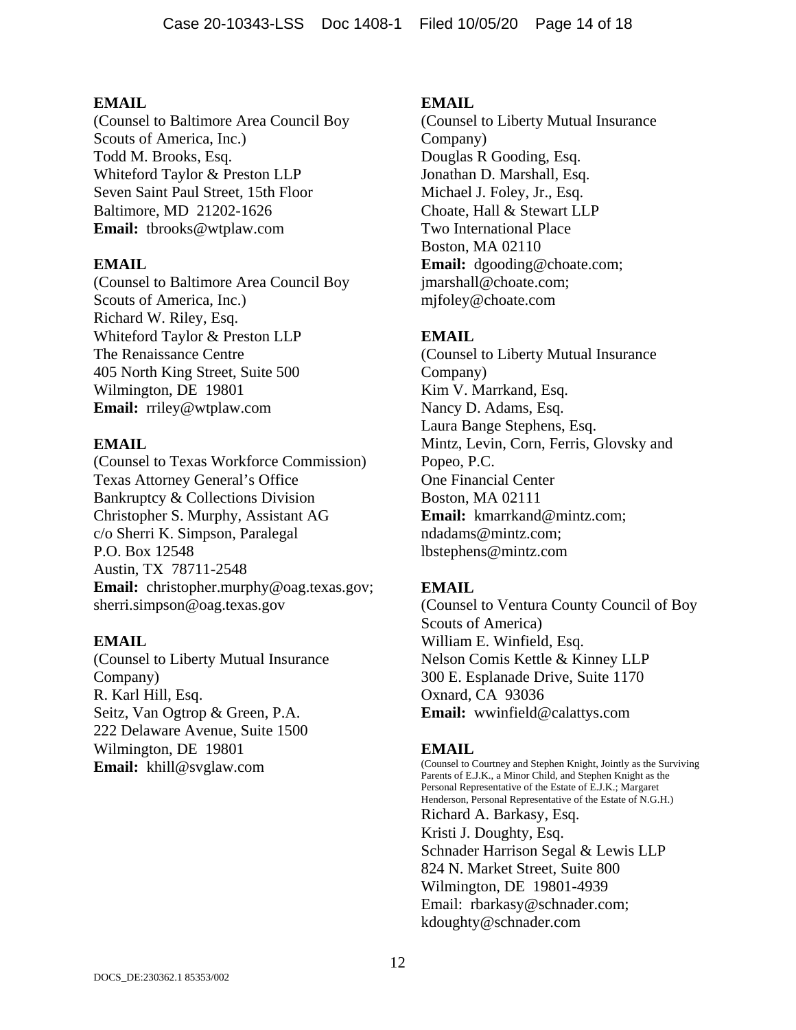**EMAIL**
(Counsel to Baltimore Area Council Boy Scouts of America, Inc.)
Todd M. Brooks, Esq.
Whiteford Taylor & Preston LLP
Seven Saint Paul Street, 15th Floor
Baltimore, MD 21202-1626
**Email:** tbrooks@wtplaw.com

**EMAIL**
(Counsel to Baltimore Area Council Boy Scouts of America, Inc.)
Richard W. Riley, Esq.
Whiteford Taylor & Preston LLP
The Renaissance Centre
405 North King Street, Suite 500
Wilmington, DE 19801
**Email:** rriley@wtplaw.com

**EMAIL**
(Counsel to Texas Workforce Commission)
Texas Attorney General's Office
Bankruptcy & Collections Division
Christopher S. Murphy, Assistant AG
c/o Sherri K. Simpson, Paralegal
P.O. Box 12548
Austin, TX 78711-2548
**Email:** christopher.murphy@oag.texas.gov; sherri.simpson@oag.texas.gov

**EMAIL**
(Counsel to Liberty Mutual Insurance Company)
R. Karl Hill, Esq.
Seitz, Van Ogtrop & Green, P.A.
222 Delaware Avenue, Suite 1500
Wilmington, DE 19801
**Email:** khill@svglaw.com

**EMAIL**
(Counsel to Liberty Mutual Insurance Company)
Douglas R Gooding, Esq.
Jonathan D. Marshall, Esq.
Michael J. Foley, Jr., Esq.
Choate, Hall & Stewart LLP
Two International Place
Boston, MA 02110
**Email:** dgooding@choate.com; jmarshall@choate.com; mjfoley@choate.com

**EMAIL**
(Counsel to Liberty Mutual Insurance Company)
Kim V. Marrkand, Esq.
Nancy D. Adams, Esq.
Laura Bange Stephens, Esq.
Mintz, Levin, Corn, Ferris, Glovsky and Popeo, P.C.
One Financial Center
Boston, MA 02111
**Email:** kmarrkand@mintz.com; ndadams@mintz.com; lbstephens@mintz.com

**EMAIL**
(Counsel to Ventura County Council of Boy Scouts of America)
William E. Winfield, Esq.
Nelson Comis Kettle & Kinney LLP
300 E. Esplanade Drive, Suite 1170
Oxnard, CA 93036
**Email:** wwinfield@calattys.com

**EMAIL**
(Counsel to Courtney and Stephen Knight, Jointly as the Surviving Parents of E.J.K., a Minor Child, and Stephen Knight as the Personal Representative of the Estate of E.J.K.; Margaret Henderson, Personal Representative of the Estate of N.G.H.)
Richard A. Barkasy, Esq.
Kristi J. Doughty, Esq.
Schnader Harrison Segal & Lewis LLP
824 N. Market Street, Suite 800
Wilmington, DE 19801-4939
Email: rbarkasy@schnader.com; kdoughty@schnader.com

DOCS_DE:230362.1 85353/002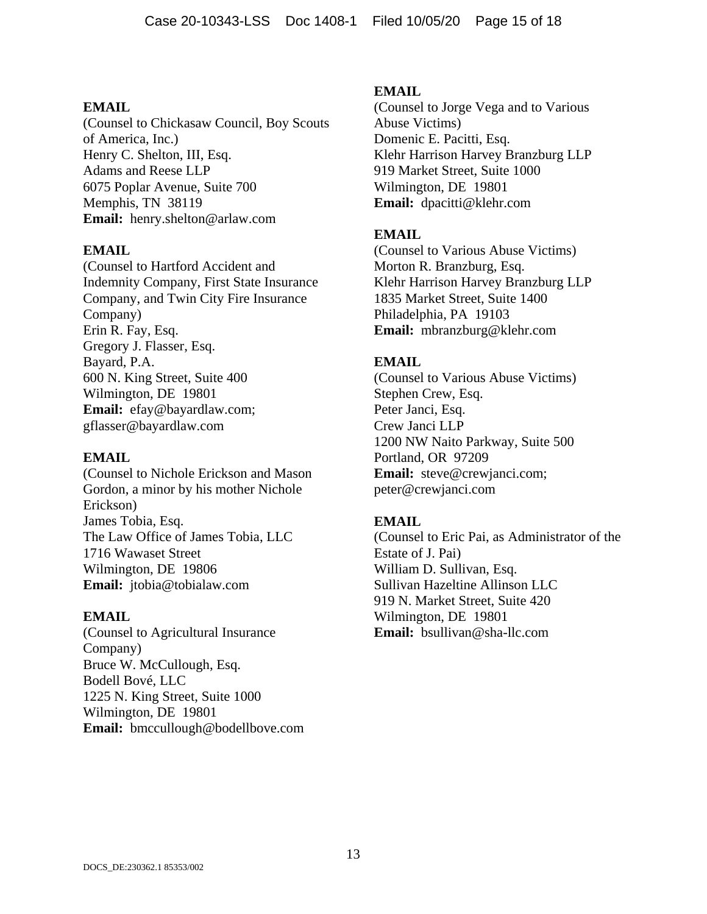**EMAIL**
(Counsel to Chickasaw Council, Boy Scouts of America, Inc.)
Henry C. Shelton, III, Esq.
Adams and Reese LLP
6075 Poplar Avenue, Suite 700
Memphis, TN 38119
**Email:** henry.shelton@arlaw.com

**EMAIL**
(Counsel to Hartford Accident and Indemnity Company, First State Insurance Company, and Twin City Fire Insurance Company)
Erin R. Fay, Esq.
Gregory J. Flasser, Esq.
Bayard, P.A.
600 N. King Street, Suite 400
Wilmington, DE 19801
**Email:** efay@bayardlaw.com; gflasser@bayardlaw.com

**EMAIL**
(Counsel to Nichole Erickson and Mason Gordon, a minor by his mother Nichole Erickson)
James Tobia, Esq.
The Law Office of James Tobia, LLC
1716 Wawaset Street
Wilmington, DE 19806
**Email:** jtobia@tobialaw.com

**EMAIL**
(Counsel to Agricultural Insurance Company)
Bruce W. McCullough, Esq.
Bodell Bové, LLC
1225 N. King Street, Suite 1000
Wilmington, DE 19801
**Email:** bmccullough@bodellbove.com

**EMAIL**
(Counsel to Jorge Vega and to Various Abuse Victims)
Domenic E. Pacitti, Esq.
Klehr Harrison Harvey Branzburg LLP
919 Market Street, Suite 1000
Wilmington, DE 19801
**Email:** dpacitti@klehr.com

**EMAIL**
(Counsel to Various Abuse Victims)
Morton R. Branzburg, Esq.
Klehr Harrison Harvey Branzburg LLP
1835 Market Street, Suite 1400
Philadelphia, PA 19103
**Email:** mbranzburg@klehr.com

**EMAIL**
(Counsel to Various Abuse Victims)
Stephen Crew, Esq.
Peter Janci, Esq.
Crew Janci LLP
1200 NW Naito Parkway, Suite 500
Portland, OR 97209
**Email:** steve@crewjanci.com; peter@crewjanci.com

**EMAIL**
(Counsel to Eric Pai, as Administrator of the Estate of J. Pai)
William D. Sullivan, Esq.
Sullivan Hazeltine Allinson LLC
919 N. Market Street, Suite 420
Wilmington, DE 19801
**Email:** bsullivan@sha-llc.com

DOCS_DE:230362.1 85353/002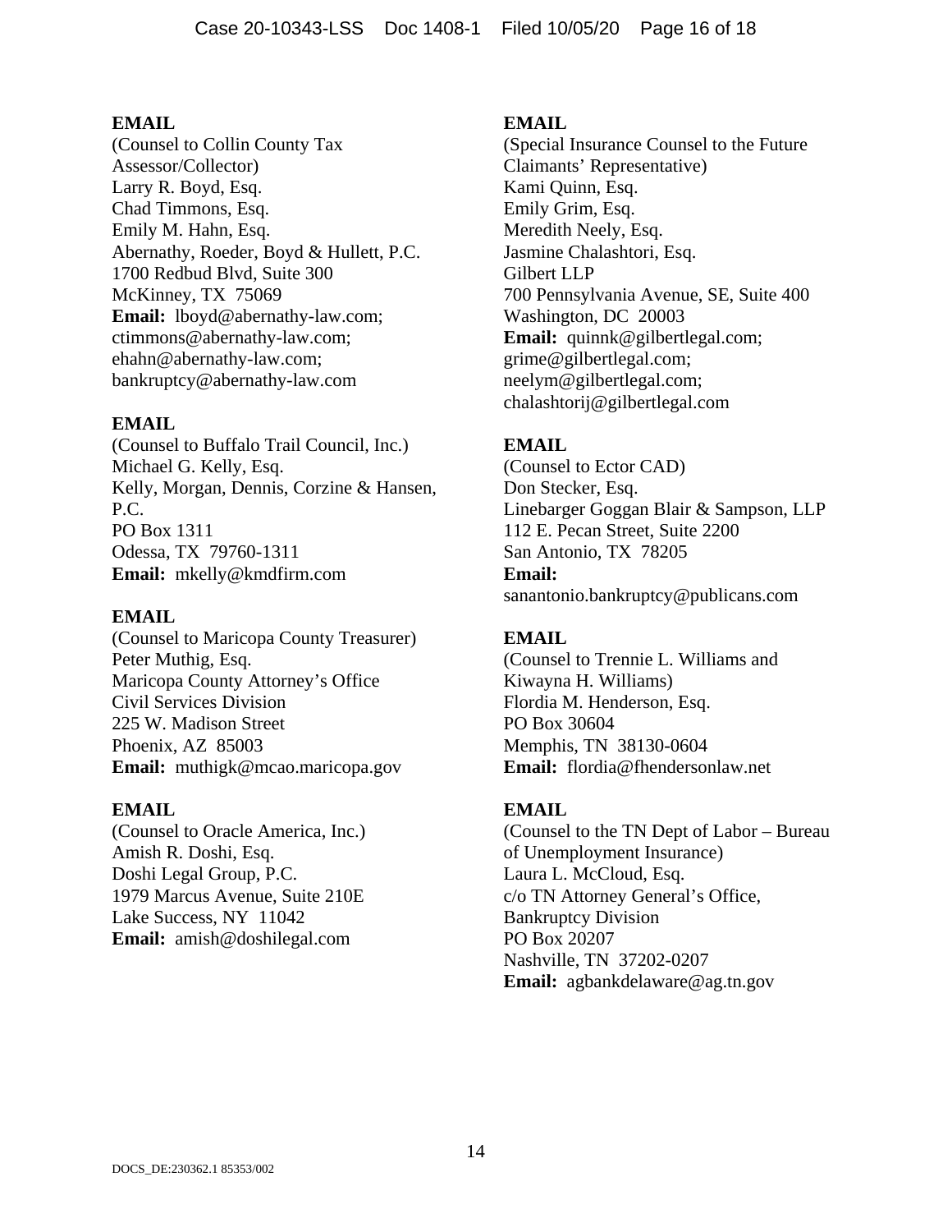**EMAIL**
(Counsel to Collin County Tax Assessor/Collector)
Larry R. Boyd, Esq.
Chad Timmons, Esq.
Emily M. Hahn, Esq.
Abernathy, Roeder, Boyd & Hullett, P.C.
1700 Redbud Blvd, Suite 300
McKinney, TX 75069
**Email:** lboyd@abernathy-law.com; ctimmons@abernathy-law.com; ehahn@abernathy-law.com; bankruptcy@abernathy-law.com

**EMAIL**
(Counsel to Buffalo Trail Council, Inc.)
Michael G. Kelly, Esq.
Kelly, Morgan, Dennis, Corzine & Hansen, P.C.
PO Box 1311
Odessa, TX 79760-1311
**Email:** mkelly@kmdfirm.com

**EMAIL**
(Counsel to Maricopa County Treasurer)
Peter Muthig, Esq.
Maricopa County Attorney's Office
Civil Services Division
225 W. Madison Street
Phoenix, AZ 85003
**Email:** muthigk@mcao.maricopa.gov

**EMAIL**
(Counsel to Oracle America, Inc.)
Amish R. Doshi, Esq.
Doshi Legal Group, P.C.
1979 Marcus Avenue, Suite 210E
Lake Success, NY 11042
**Email:** amish@doshilegal.com

**EMAIL**
(Special Insurance Counsel to the Future Claimants' Representative)
Kami Quinn, Esq.
Emily Grim, Esq.
Meredith Neely, Esq.
Jasmine Chalashtori, Esq.
Gilbert LLP
700 Pennsylvania Avenue, SE, Suite 400
Washington, DC 20003
**Email:** quinnk@gilbertlegal.com; grime@gilbertlegal.com; neelym@gilbertlegal.com; chalashtorij@gilbertlegal.com

**EMAIL**
(Counsel to Ector CAD)
Don Stecker, Esq.
Linebarger Goggan Blair & Sampson, LLP
112 E. Pecan Street, Suite 2200
San Antonio, TX 78205
**Email:** sanantonio.bankruptcy@publicans.com

**EMAIL**
(Counsel to Trennie L. Williams and Kiwayna H. Williams)
Flordia M. Henderson, Esq.
PO Box 30604
Memphis, TN 38130-0604
**Email:** flordia@fhendersonlaw.net

**EMAIL**
(Counsel to the TN Dept of Labor – Bureau of Unemployment Insurance)
Laura L. McCloud, Esq.
c/o TN Attorney General's Office, Bankruptcy Division
PO Box 20207
Nashville, TN 37202-0207
**Email:** agbankdelaware@ag.tn.gov

DOCS_DE:230362.1 85353/002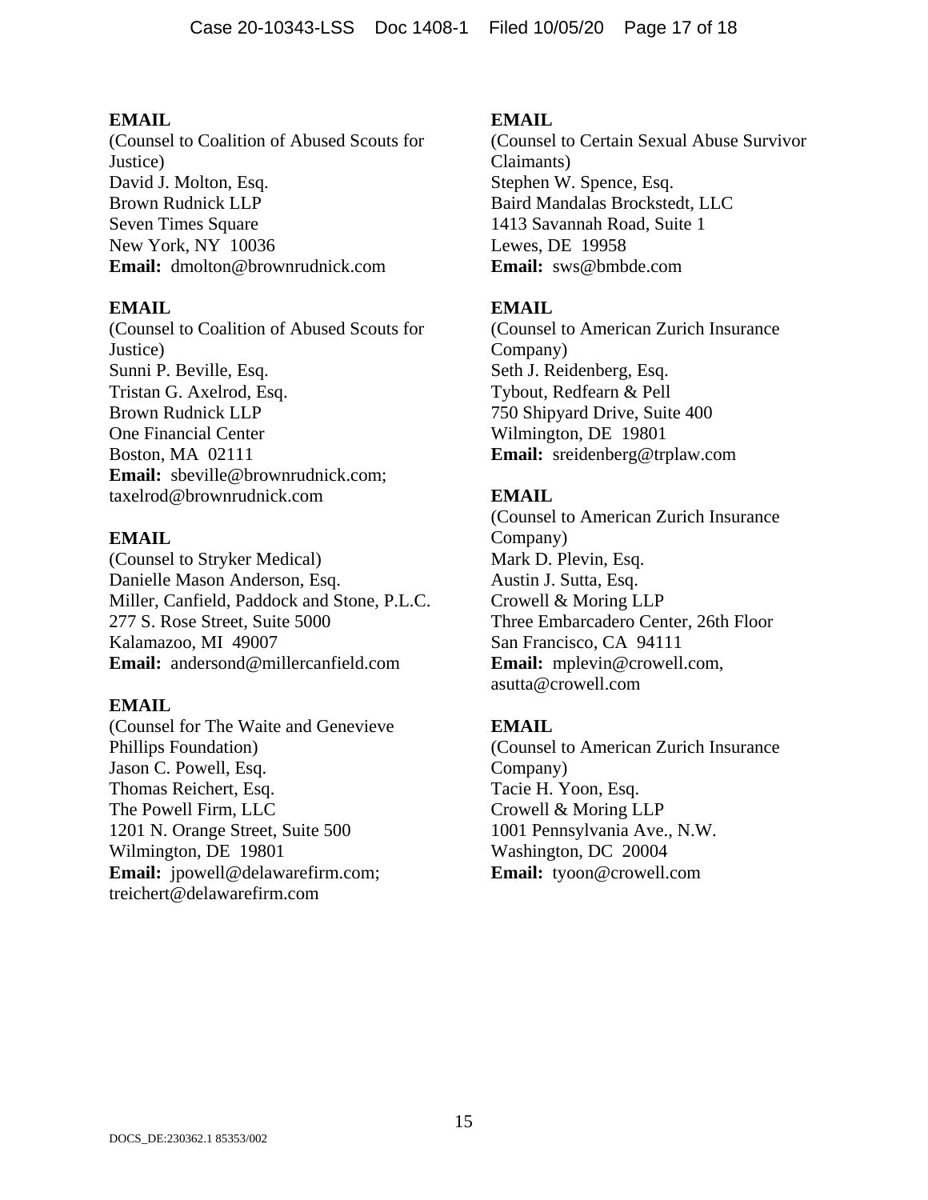**EMAIL**
(Counsel to Coalition of Abused Scouts for Justice)
David J. Molton, Esq.
Brown Rudnick LLP
Seven Times Square
New York, NY 10036
**Email:** dmolton@brownrudnick.com

**EMAIL**
(Counsel to Coalition of Abused Scouts for Justice)
Sunni P. Beville, Esq.
Tristan G. Axelrod, Esq.
Brown Rudnick LLP
One Financial Center
Boston, MA 02111
**Email:** sbeville@brownrudnick.com; taxelrod@brownrudnick.com

**EMAIL**
(Counsel to Stryker Medical)
Danielle Mason Anderson, Esq.
Miller, Canfield, Paddock and Stone, P.L.C.
277 S. Rose Street, Suite 5000
Kalamazoo, MI 49007
**Email:** andersond@millercanfield.com

**EMAIL**
(Counsel for The Waite and Genevieve Phillips Foundation)
Jason C. Powell, Esq.
Thomas Reichert, Esq.
The Powell Firm, LLC
1201 N. Orange Street, Suite 500
Wilmington, DE 19801
**Email:** jpowell@delawarefirm.com; treichert@delawarefirm.com

**EMAIL**
(Counsel to Certain Sexual Abuse Survivor Claimants)
Stephen W. Spence, Esq.
Baird Mandalas Brockstedt, LLC
1413 Savannah Road, Suite 1
Lewes, DE 19958
**Email:** sws@bmbde.com

**EMAIL**
(Counsel to American Zurich Insurance Company)
Seth J. Reidenberg, Esq.
Tybout, Redfearn & Pell
750 Shipyard Drive, Suite 400
Wilmington, DE 19801
**Email:** sreidenberg@trplaw.com

**EMAIL**
(Counsel to American Zurich Insurance Company)
Mark D. Plevin, Esq.
Austin J. Sutta, Esq.
Crowell & Moring LLP
Three Embarcadero Center, 26th Floor
San Francisco, CA 94111
**Email:** mplevin@crowell.com, asutta@crowell.com

**EMAIL**
(Counsel to American Zurich Insurance Company)
Tacie H. Yoon, Esq.
Crowell & Moring LLP
1001 Pennsylvania Ave., N.W.
Washington, DC 20004
**Email:** tyoon@crowell.com

DOCS_DE:230362.1 85353/002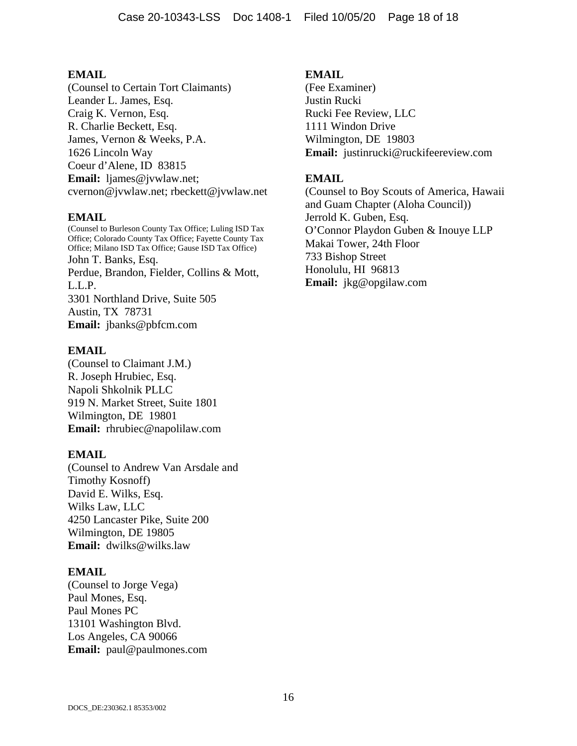**EMAIL**
(Counsel to Certain Tort Claimants)
Leander L. James, Esq.
Craig K. Vernon, Esq.
R. Charlie Beckett, Esq.
James, Vernon & Weeks, P.A.
1626 Lincoln Way
Coeur d'Alene, ID 83815
**Email:** ljames@jvwlaw.net; cvernon@jvwlaw.net; rbeckett@jvwlaw.net

**EMAIL**
(Counsel to Burleson County Tax Office; Luling ISD Tax Office; Colorado County Tax Office; Fayette County Tax Office; Milano ISD Tax Office; Gause ISD Tax Office)
John T. Banks, Esq.
Perdue, Brandon, Fielder, Collins & Mott, L.L.P.
3301 Northland Drive, Suite 505
Austin, TX 78731
**Email:** jbanks@pbfcm.com

**EMAIL**
(Counsel to Claimant J.M.)
R. Joseph Hrubiec, Esq.
Napoli Shkolnik PLLC
919 N. Market Street, Suite 1801
Wilmington, DE 19801
**Email:** rhrubiec@napolilaw.com

**EMAIL**
(Counsel to Andrew Van Arsdale and Timothy Kosnoff)
David E. Wilks, Esq.
Wilks Law, LLC
4250 Lancaster Pike, Suite 200
Wilmington, DE 19805
**Email:** dwilks@wilks.law

**EMAIL**
(Counsel to Jorge Vega)
Paul Mones, Esq.
Paul Mones PC
13101 Washington Blvd.
Los Angeles, CA 90066
**Email:** paul@paulmones.com

**EMAIL**
(Fee Examiner)
Justin Rucki
Rucki Fee Review, LLC
1111 Windon Drive
Wilmington, DE 19803
**Email:** justinrucki@ruckifeereview.com

**EMAIL**
(Counsel to Boy Scouts of America, Hawaii and Guam Chapter (Aloha Council))
Jerrold K. Guben, Esq.
O'Connor Playdon Guben & Inouye LLP
Makai Tower, 24th Floor
733 Bishop Street
Honolulu, HI 96813
**Email:** jkg@opgilaw.com

DOCS_DE:230362.1 85353/002